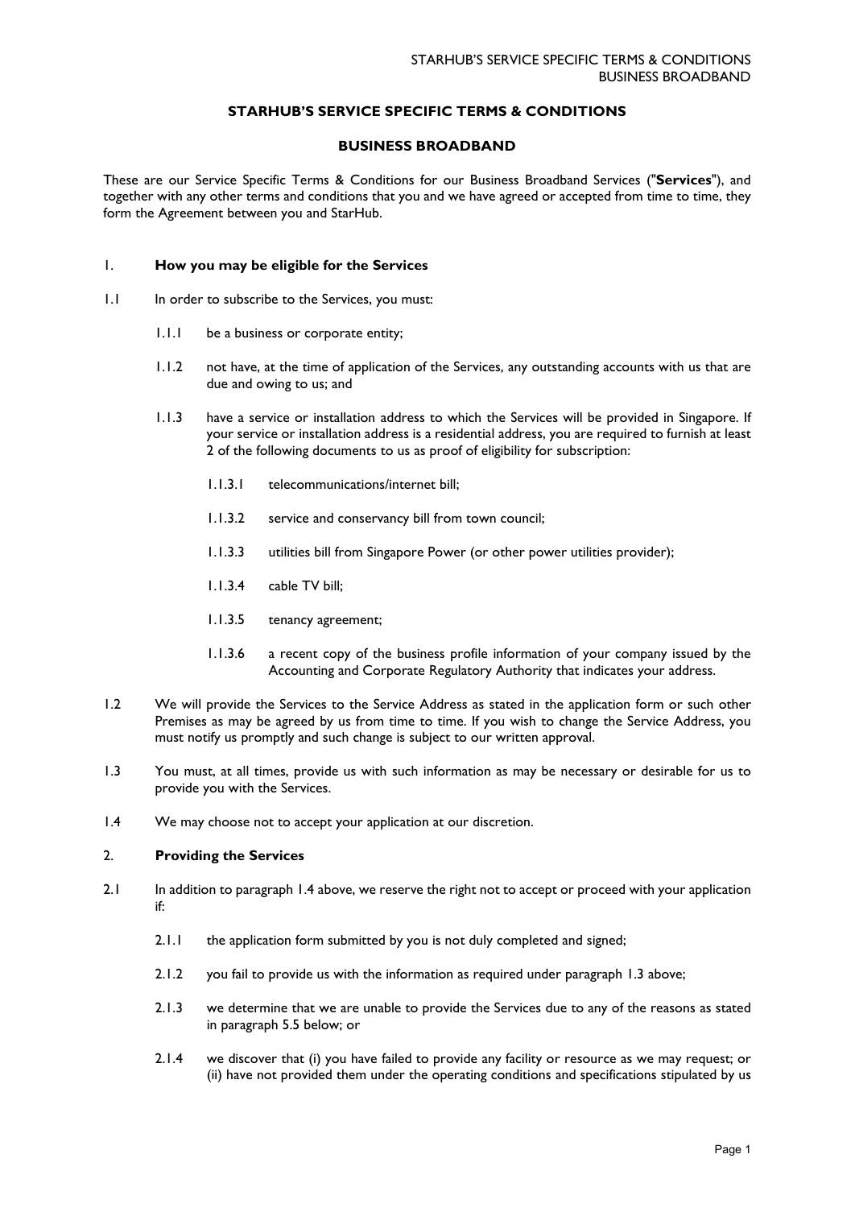# STARHUB'S SERVICE SPECIFIC TERMS & CONDITIONS

## BUSINESS BROADBAND

These are our Service Specific Terms & Conditions for our Business Broadband Services ("**Services**"), and together with any other terms and conditions that you and we have agreed or accepted from time to time, they form the Agreement between you and StarHub.

### 1. How you may be eligible for the Services

1.1 In order to subscribe to the Services, you must:

1.1.1 be a business or corporate entity;

1.1.2 not have, at the time of application of the Services, any outstanding accounts with us that are due and owing to us; and

1.1.3 have a service or installation address to which the Services will be provided in Singapore. If your service or installation address is a residential address, you are required to furnish at least 2 of the following documents to us as proof of eligibility for subscription:

1.1.3.1 telecommunications/internet bill;

1.1.3.2 service and conservancy bill from town council;

1.1.3.3 utilities bill from Singapore Power (or other power utilities provider);

1.1.3.4 cable TV bill;

1.1.3.5 tenancy agreement;

1.1.3.6 a recent copy of the business profile information of your company issued by the Accounting and Corporate Regulatory Authority that indicates your address.

1.2 We will provide the Services to the Service Address as stated in the application form or such other Premises as may be agreed by us from time to time. If you wish to change the Service Address, you must notify us promptly and such change is subject to our written approval.

1.3 You must, at all times, provide us with such information as may be necessary or desirable for us to provide you with the Services.

1.4 We may choose not to accept your application at our discretion.

### 2. Providing the Services

2.1 In addition to paragraph 1.4 above, we reserve the right not to accept or proceed with your application if:

2.1.1 the application form submitted by you is not duly completed and signed;

2.1.2 you fail to provide us with the information as required under paragraph 1.3 above;

2.1.3 we determine that we are unable to provide the Services due to any of the reasons as stated in paragraph 5.5 below; or

2.1.4 we discover that (i) you have failed to provide any facility or resource as we may request; or (ii) have not provided them under the operating conditions and specifications stipulated by us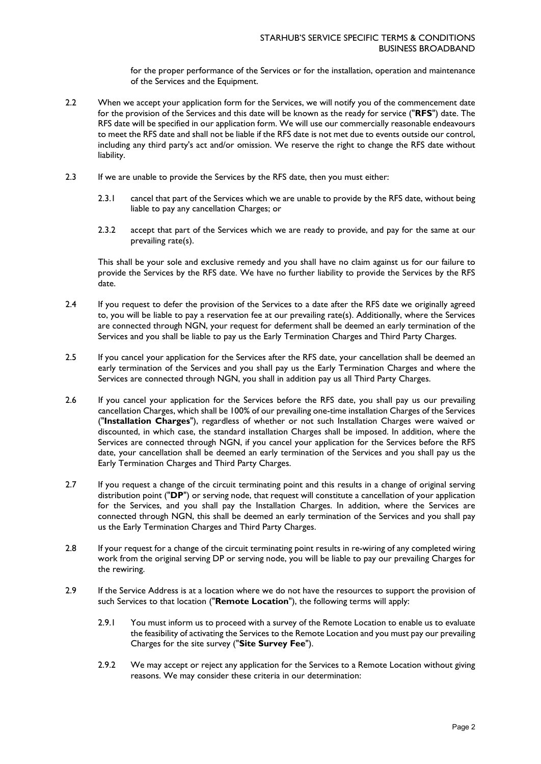for the proper performance of the Services or for the installation, operation and maintenance of the Services and the Equipment.

2.2 When we accept your application form for the Services, we will notify you of the commencement date for the provision of the Services and this date will be known as the ready for service ("**RFS**") date. The RFS date will be specified in our application form. We will use our commercially reasonable endeavours to meet the RFS date and shall not be liable if the RFS date is not met due to events outside our control, including any third party's act and/or omission. We reserve the right to change the RFS date without liability.

2.3 If we are unable to provide the Services by the RFS date, then you must either:

2.3.1 cancel that part of the Services which we are unable to provide by the RFS date, without being liable to pay any cancellation Charges; or

2.3.2 accept that part of the Services which we are ready to provide, and pay for the same at our prevailing rate(s).

This shall be your sole and exclusive remedy and you shall have no claim against us for our failure to provide the Services by the RFS date. We have no further liability to provide the Services by the RFS date.

2.4 If you request to defer the provision of the Services to a date after the RFS date we originally agreed to, you will be liable to pay a reservation fee at our prevailing rate(s). Additionally, where the Services are connected through NGN, your request for deferment shall be deemed an early termination of the Services and you shall be liable to pay us the Early Termination Charges and Third Party Charges.

2.5 If you cancel your application for the Services after the RFS date, your cancellation shall be deemed an early termination of the Services and you shall pay us the Early Termination Charges and where the Services are connected through NGN, you shall in addition pay us all Third Party Charges.

2.6 If you cancel your application for the Services before the RFS date, you shall pay us our prevailing cancellation Charges, which shall be 100% of our prevailing one-time installation Charges of the Services ("**Installation Charges**"), regardless of whether or not such Installation Charges were waived or discounted, in which case, the standard installation Charges shall be imposed. In addition, where the Services are connected through NGN, if you cancel your application for the Services before the RFS date, your cancellation shall be deemed an early termination of the Services and you shall pay us the Early Termination Charges and Third Party Charges.

2.7 If you request a change of the circuit terminating point and this results in a change of original serving distribution point ("**DP**") or serving node, that request will constitute a cancellation of your application for the Services, and you shall pay the Installation Charges. In addition, where the Services are connected through NGN, this shall be deemed an early termination of the Services and you shall pay us the Early Termination Charges and Third Party Charges.

2.8 If your request for a change of the circuit terminating point results in re-wiring of any completed wiring work from the original serving DP or serving node, you will be liable to pay our prevailing Charges for the rewiring.

2.9 If the Service Address is at a location where we do not have the resources to support the provision of such Services to that location ("**Remote Location**"), the following terms will apply:

2.9.1 You must inform us to proceed with a survey of the Remote Location to enable us to evaluate the feasibility of activating the Services to the Remote Location and you must pay our prevailing Charges for the site survey ("**Site Survey Fee**").

2.9.2 We may accept or reject any application for the Services to a Remote Location without giving reasons. We may consider these criteria in our determination: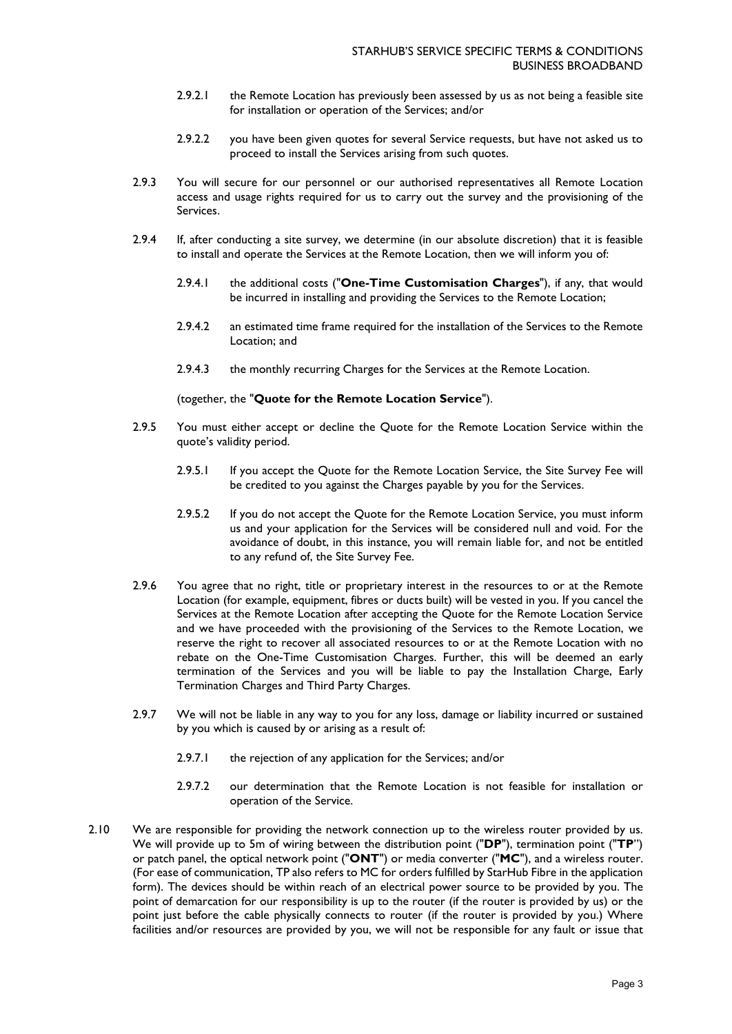2.9.2.1 the Remote Location has previously been assessed by us as not being a feasible site for installation or operation of the Services; and/or

2.9.2.2 you have been given quotes for several Service requests, but have not asked us to proceed to install the Services arising from such quotes.

2.9.3 You will secure for our personnel or our authorised representatives all Remote Location access and usage rights required for us to carry out the survey and the provisioning of the Services.

2.9.4 If, after conducting a site survey, we determine (in our absolute discretion) that it is feasible to install and operate the Services at the Remote Location, then we will inform you of:

2.9.4.1 the additional costs ("**One-Time Customisation Charges**"), if any, that would be incurred in installing and providing the Services to the Remote Location;

2.9.4.2 an estimated time frame required for the installation of the Services to the Remote Location; and

2.9.4.3 the monthly recurring Charges for the Services at the Remote Location.

(together, the "**Quote for the Remote Location Service**").

2.9.5 You must either accept or decline the Quote for the Remote Location Service within the quote's validity period.

2.9.5.1 If you accept the Quote for the Remote Location Service, the Site Survey Fee will be credited to you against the Charges payable by you for the Services.

2.9.5.2 If you do not accept the Quote for the Remote Location Service, you must inform us and your application for the Services will be considered null and void. For the avoidance of doubt, in this instance, you will remain liable for, and not be entitled to any refund of, the Site Survey Fee.

2.9.6 You agree that no right, title or proprietary interest in the resources to or at the Remote Location (for example, equipment, fibres or ducts built) will be vested in you. If you cancel the Services at the Remote Location after accepting the Quote for the Remote Location Service and we have proceeded with the provisioning of the Services to the Remote Location, we reserve the right to recover all associated resources to or at the Remote Location with no rebate on the One-Time Customisation Charges. Further, this will be deemed an early termination of the Services and you will be liable to pay the Installation Charge, Early Termination Charges and Third Party Charges.

2.9.7 We will not be liable in any way to you for any loss, damage or liability incurred or sustained by you which is caused by or arising as a result of:

2.9.7.1 the rejection of any application for the Services; and/or

2.9.7.2 our determination that the Remote Location is not feasible for installation or operation of the Service.

2.10 We are responsible for providing the network connection up to the wireless router provided by us. We will provide up to 5m of wiring between the distribution point ("**DP**"), termination point ("**TP**") or patch panel, the optical network point ("**ONT**") or media converter ("**MC**"), and a wireless router. (For ease of communication, TP also refers to MC for orders fulfilled by StarHub Fibre in the application form). The devices should be within reach of an electrical power source to be provided by you. The point of demarcation for our responsibility is up to the router (if the router is provided by us) or the point just before the cable physically connects to router (if the router is provided by you.) Where facilities and/or resources are provided by you, we will not be responsible for any fault or issue that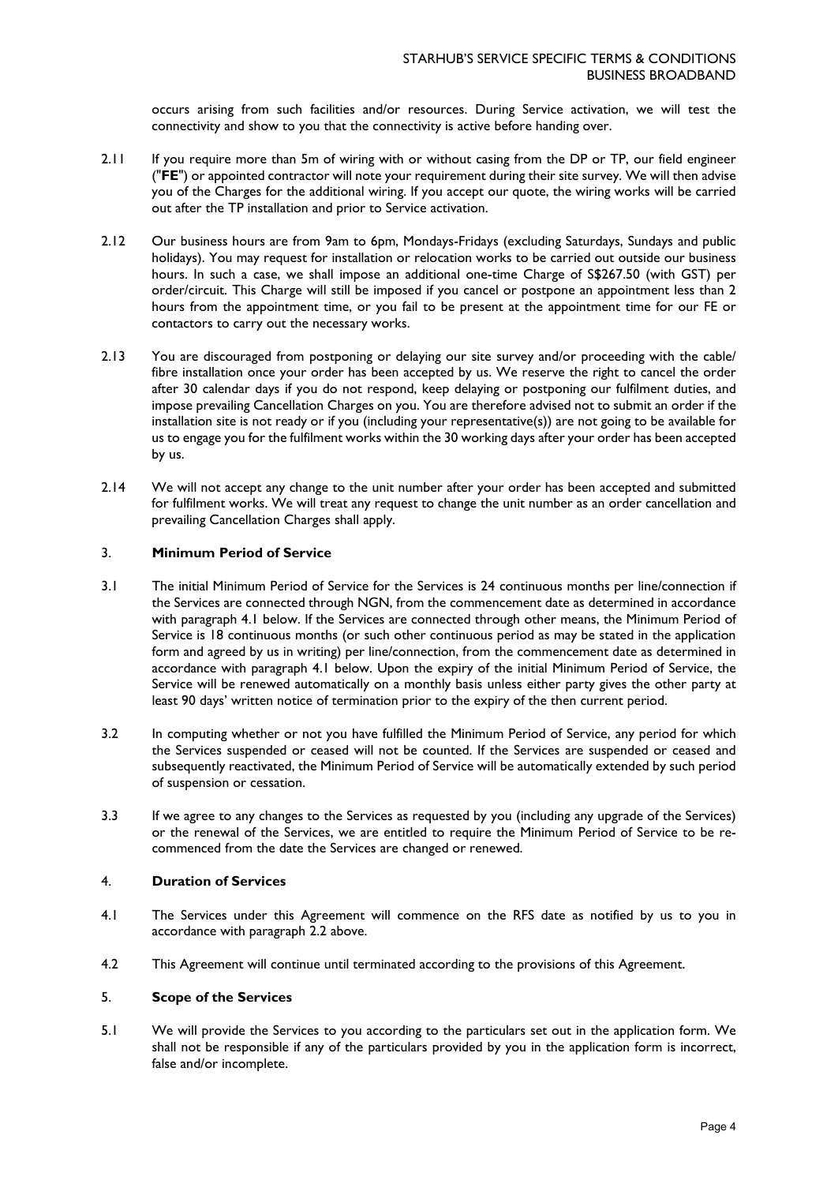occurs arising from such facilities and/or resources. During Service activation, we will test the connectivity and show to you that the connectivity is active before handing over.

2.11 If you require more than 5m of wiring with or without casing from the DP or TP, our field engineer ("**FE**") or appointed contractor will note your requirement during their site survey. We will then advise you of the Charges for the additional wiring. If you accept our quote, the wiring works will be carried out after the TP installation and prior to Service activation.

2.12 Our business hours are from 9am to 6pm, Mondays-Fridays (excluding Saturdays, Sundays and public holidays). You may request for installation or relocation works to be carried out outside our business hours. In such a case, we shall impose an additional one-time Charge of S$267.50 (with GST) per order/circuit. This Charge will still be imposed if you cancel or postpone an appointment less than 2 hours from the appointment time, or you fail to be present at the appointment time for our FE or contactors to carry out the necessary works.

2.13 You are discouraged from postponing or delaying our site survey and/or proceeding with the cable/ fibre installation once your order has been accepted by us. We reserve the right to cancel the order after 30 calendar days if you do not respond, keep delaying or postponing our fulfilment duties, and impose prevailing Cancellation Charges on you. You are therefore advised not to submit an order if the installation site is not ready or if you (including your representative(s)) are not going to be available for us to engage you for the fulfilment works within the 30 working days after your order has been accepted by us.

2.14 We will not accept any change to the unit number after your order has been accepted and submitted for fulfilment works. We will treat any request to change the unit number as an order cancellation and prevailing Cancellation Charges shall apply.

## 3. Minimum Period of Service

3.1 The initial Minimum Period of Service for the Services is 24 continuous months per line/connection if the Services are connected through NGN, from the commencement date as determined in accordance with paragraph 4.1 below. If the Services are connected through other means, the Minimum Period of Service is 18 continuous months (or such other continuous period as may be stated in the application form and agreed by us in writing) per line/connection, from the commencement date as determined in accordance with paragraph 4.1 below. Upon the expiry of the initial Minimum Period of Service, the Service will be renewed automatically on a monthly basis unless either party gives the other party at least 90 days' written notice of termination prior to the expiry of the then current period.

3.2 In computing whether or not you have fulfilled the Minimum Period of Service, any period for which the Services suspended or ceased will not be counted. If the Services are suspended or ceased and subsequently reactivated, the Minimum Period of Service will be automatically extended by such period of suspension or cessation.

3.3 If we agree to any changes to the Services as requested by you (including any upgrade of the Services) or the renewal of the Services, we are entitled to require the Minimum Period of Service to be re-commenced from the date the Services are changed or renewed.

## 4. Duration of Services

4.1 The Services under this Agreement will commence on the RFS date as notified by us to you in accordance with paragraph 2.2 above.

4.2 This Agreement will continue until terminated according to the provisions of this Agreement.

## 5. Scope of the Services

5.1 We will provide the Services to you according to the particulars set out in the application form. We shall not be responsible if any of the particulars provided by you in the application form is incorrect, false and/or incomplete.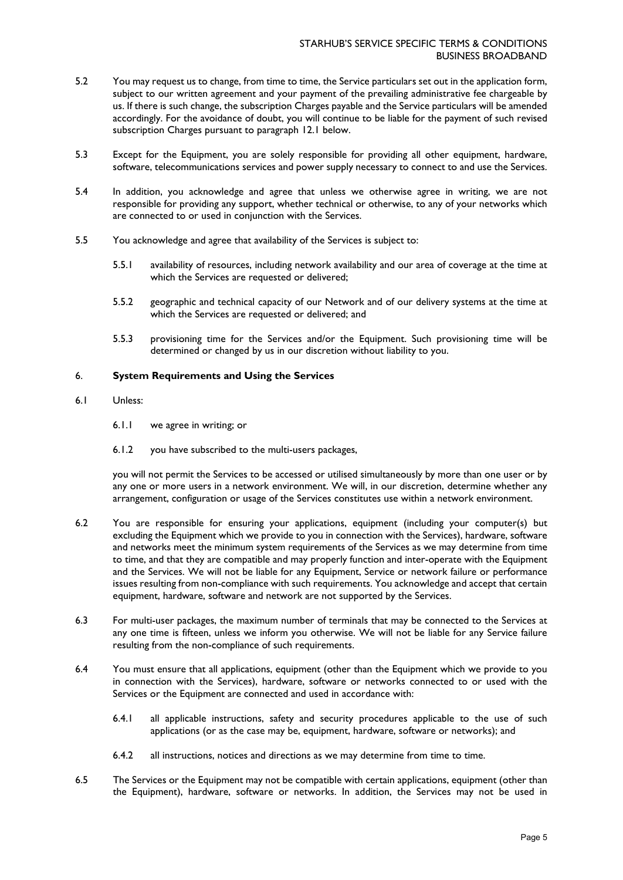5.2 You may request us to change, from time to time, the Service particulars set out in the application form, subject to our written agreement and your payment of the prevailing administrative fee chargeable by us. If there is such change, the subscription Charges payable and the Service particulars will be amended accordingly. For the avoidance of doubt, you will continue to be liable for the payment of such revised subscription Charges pursuant to paragraph 12.1 below.

5.3 Except for the Equipment, you are solely responsible for providing all other equipment, hardware, software, telecommunications services and power supply necessary to connect to and use the Services.

5.4 In addition, you acknowledge and agree that unless we otherwise agree in writing, we are not responsible for providing any support, whether technical or otherwise, to any of your networks which are connected to or used in conjunction with the Services.

5.5 You acknowledge and agree that availability of the Services is subject to:

5.5.1 availability of resources, including network availability and our area of coverage at the time at which the Services are requested or delivered;

5.5.2 geographic and technical capacity of our Network and of our delivery systems at the time at which the Services are requested or delivered; and

5.5.3 provisioning time for the Services and/or the Equipment. Such provisioning time will be determined or changed by us in our discretion without liability to you.

## 6. System Requirements and Using the Services

6.1 Unless:

6.1.1 we agree in writing; or

6.1.2 you have subscribed to the multi-users packages,

you will not permit the Services to be accessed or utilised simultaneously by more than one user or by any one or more users in a network environment. We will, in our discretion, determine whether any arrangement, configuration or usage of the Services constitutes use within a network environment.

6.2 You are responsible for ensuring your applications, equipment (including your computer(s) but excluding the Equipment which we provide to you in connection with the Services), hardware, software and networks meet the minimum system requirements of the Services as we may determine from time to time, and that they are compatible and may properly function and inter-operate with the Equipment and the Services. We will not be liable for any Equipment, Service or network failure or performance issues resulting from non-compliance with such requirements. You acknowledge and accept that certain equipment, hardware, software and network are not supported by the Services.

6.3 For multi-user packages, the maximum number of terminals that may be connected to the Services at any one time is fifteen, unless we inform you otherwise. We will not be liable for any Service failure resulting from the non-compliance of such requirements.

6.4 You must ensure that all applications, equipment (other than the Equipment which we provide to you in connection with the Services), hardware, software or networks connected to or used with the Services or the Equipment are connected and used in accordance with:

6.4.1 all applicable instructions, safety and security procedures applicable to the use of such applications (or as the case may be, equipment, hardware, software or networks); and

6.4.2 all instructions, notices and directions as we may determine from time to time.

6.5 The Services or the Equipment may not be compatible with certain applications, equipment (other than the Equipment), hardware, software or networks. In addition, the Services may not be used in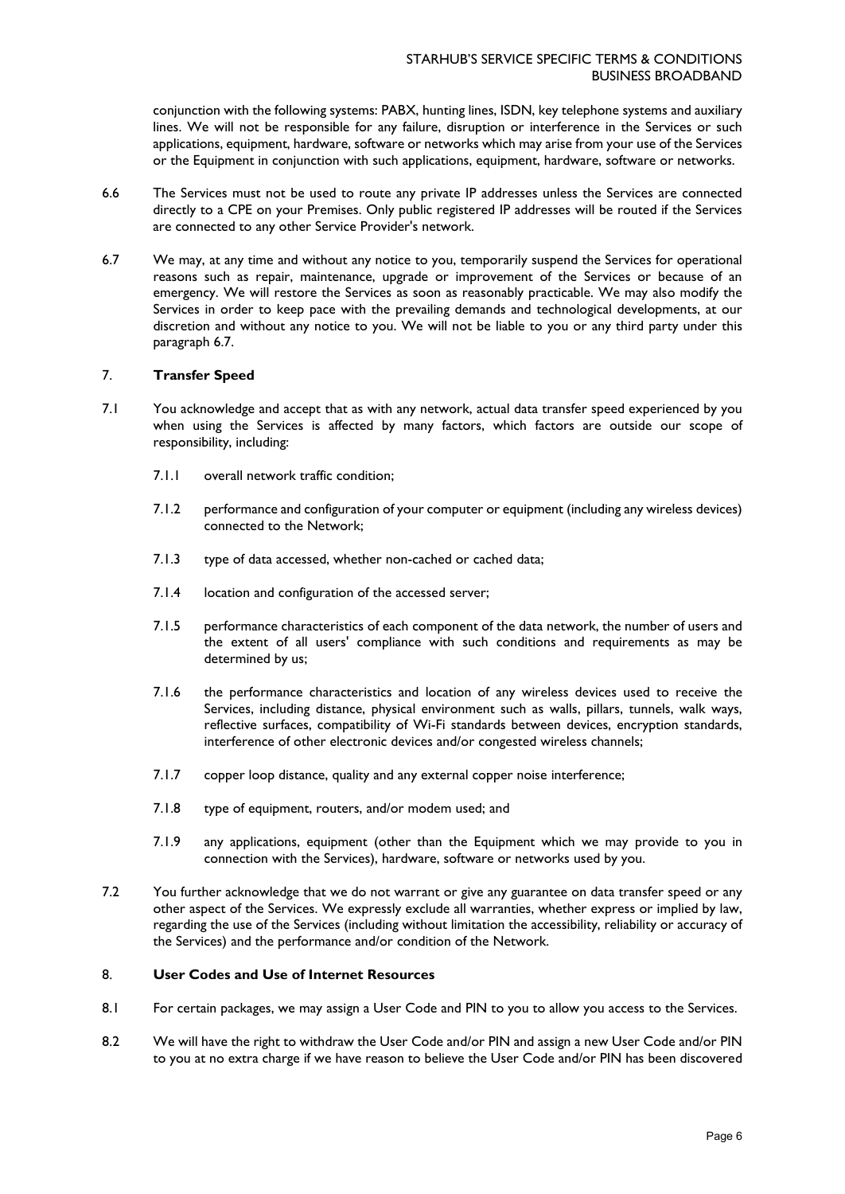conjunction with the following systems: PABX, hunting lines, ISDN, key telephone systems and auxiliary lines. We will not be responsible for any failure, disruption or interference in the Services or such applications, equipment, hardware, software or networks which may arise from your use of the Services or the Equipment in conjunction with such applications, equipment, hardware, software or networks.

6.6 The Services must not be used to route any private IP addresses unless the Services are connected directly to a CPE on your Premises. Only public registered IP addresses will be routed if the Services are connected to any other Service Provider's network.

6.7 We may, at any time and without any notice to you, temporarily suspend the Services for operational reasons such as repair, maintenance, upgrade or improvement of the Services or because of an emergency. We will restore the Services as soon as reasonably practicable. We may also modify the Services in order to keep pace with the prevailing demands and technological developments, at our discretion and without any notice to you. We will not be liable to you or any third party under this paragraph 6.7.

## 7. Transfer Speed

7.1 You acknowledge and accept that as with any network, actual data transfer speed experienced by you when using the Services is affected by many factors, which factors are outside our scope of responsibility, including:

7.1.1 overall network traffic condition;

7.1.2 performance and configuration of your computer or equipment (including any wireless devices) connected to the Network;

7.1.3 type of data accessed, whether non-cached or cached data;

7.1.4 location and configuration of the accessed server;

7.1.5 performance characteristics of each component of the data network, the number of users and the extent of all users' compliance with such conditions and requirements as may be determined by us;

7.1.6 the performance characteristics and location of any wireless devices used to receive the Services, including distance, physical environment such as walls, pillars, tunnels, walk ways, reflective surfaces, compatibility of Wi-Fi standards between devices, encryption standards, interference of other electronic devices and/or congested wireless channels;

7.1.7 copper loop distance, quality and any external copper noise interference;

7.1.8 type of equipment, routers, and/or modem used; and

7.1.9 any applications, equipment (other than the Equipment which we may provide to you in connection with the Services), hardware, software or networks used by you.

7.2 You further acknowledge that we do not warrant or give any guarantee on data transfer speed or any other aspect of the Services. We expressly exclude all warranties, whether express or implied by law, regarding the use of the Services (including without limitation the accessibility, reliability or accuracy of the Services) and the performance and/or condition of the Network.

## 8. User Codes and Use of Internet Resources

8.1 For certain packages, we may assign a User Code and PIN to you to allow you access to the Services.

8.2 We will have the right to withdraw the User Code and/or PIN and assign a new User Code and/or PIN to you at no extra charge if we have reason to believe the User Code and/or PIN has been discovered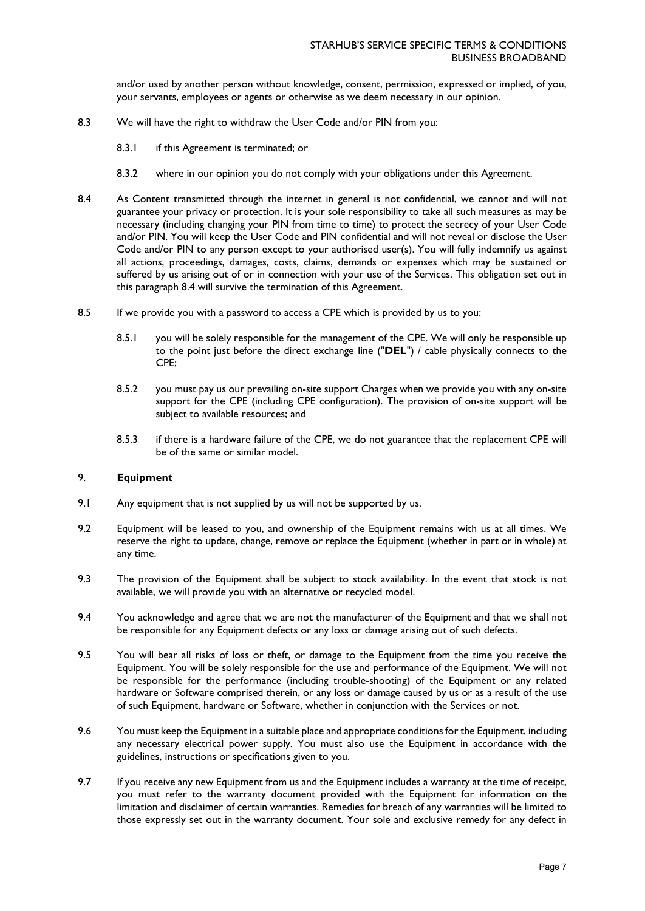and/or used by another person without knowledge, consent, permission, expressed or implied, of you, your servants, employees or agents or otherwise as we deem necessary in our opinion.

8.3 We will have the right to withdraw the User Code and/or PIN from you:

8.3.1 if this Agreement is terminated; or

8.3.2 where in our opinion you do not comply with your obligations under this Agreement.

8.4 As Content transmitted through the internet in general is not confidential, we cannot and will not guarantee your privacy or protection. It is your sole responsibility to take all such measures as may be necessary (including changing your PIN from time to time) to protect the secrecy of your User Code and/or PIN. You will keep the User Code and PIN confidential and will not reveal or disclose the User Code and/or PIN to any person except to your authorised user(s). You will fully indemnify us against all actions, proceedings, damages, costs, claims, demands or expenses which may be sustained or suffered by us arising out of or in connection with your use of the Services. This obligation set out in this paragraph 8.4 will survive the termination of this Agreement.

8.5 If we provide you with a password to access a CPE which is provided by us to you:

8.5.1 you will be solely responsible for the management of the CPE. We will only be responsible up to the point just before the direct exchange line ("**DEL**") / cable physically connects to the CPE;

8.5.2 you must pay us our prevailing on-site support Charges when we provide you with any on-site support for the CPE (including CPE configuration). The provision of on-site support will be subject to available resources; and

8.5.3 if there is a hardware failure of the CPE, we do not guarantee that the replacement CPE will be of the same or similar model.

## 9. Equipment

9.1 Any equipment that is not supplied by us will not be supported by us.

9.2 Equipment will be leased to you, and ownership of the Equipment remains with us at all times. We reserve the right to update, change, remove or replace the Equipment (whether in part or in whole) at any time.

9.3 The provision of the Equipment shall be subject to stock availability. In the event that stock is not available, we will provide you with an alternative or recycled model.

9.4 You acknowledge and agree that we are not the manufacturer of the Equipment and that we shall not be responsible for any Equipment defects or any loss or damage arising out of such defects.

9.5 You will bear all risks of loss or theft, or damage to the Equipment from the time you receive the Equipment. You will be solely responsible for the use and performance of the Equipment. We will not be responsible for the performance (including trouble-shooting) of the Equipment or any related hardware or Software comprised therein, or any loss or damage caused by us or as a result of the use of such Equipment, hardware or Software, whether in conjunction with the Services or not.

9.6 You must keep the Equipment in a suitable place and appropriate conditions for the Equipment, including any necessary electrical power supply. You must also use the Equipment in accordance with the guidelines, instructions or specifications given to you.

9.7 If you receive any new Equipment from us and the Equipment includes a warranty at the time of receipt, you must refer to the warranty document provided with the Equipment for information on the limitation and disclaimer of certain warranties. Remedies for breach of any warranties will be limited to those expressly set out in the warranty document. Your sole and exclusive remedy for any defect in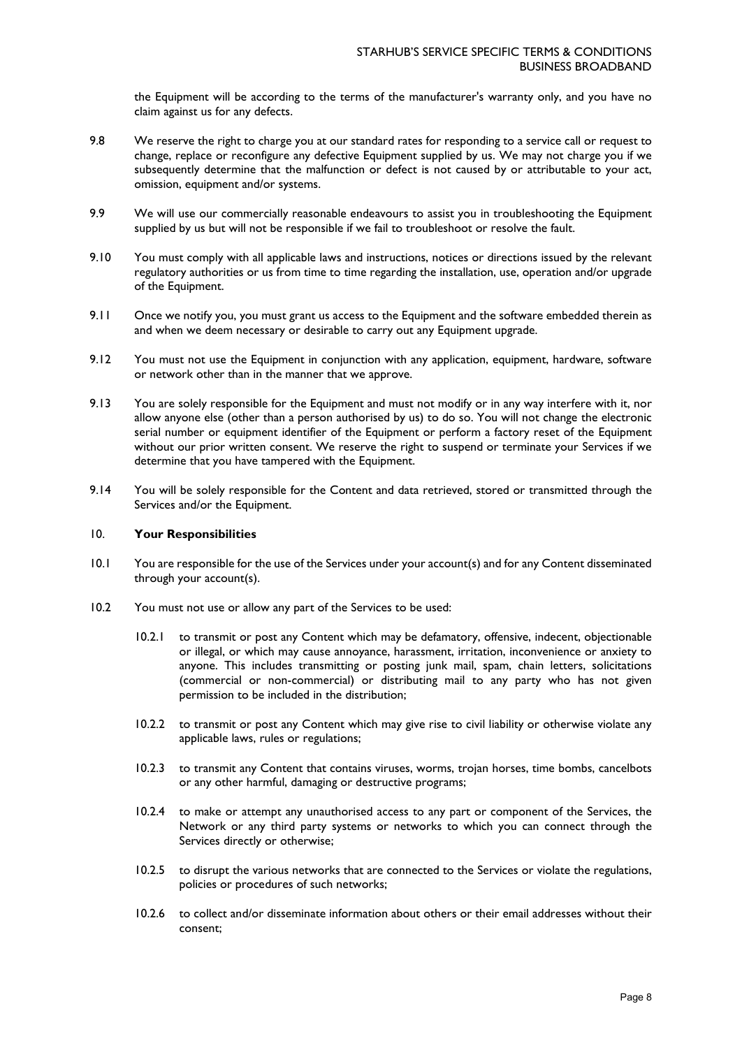the Equipment will be according to the terms of the manufacturer's warranty only, and you have no claim against us for any defects.

9.8 We reserve the right to charge you at our standard rates for responding to a service call or request to change, replace or reconfigure any defective Equipment supplied by us. We may not charge you if we subsequently determine that the malfunction or defect is not caused by or attributable to your act, omission, equipment and/or systems.

9.9 We will use our commercially reasonable endeavours to assist you in troubleshooting the Equipment supplied by us but will not be responsible if we fail to troubleshoot or resolve the fault.

9.10 You must comply with all applicable laws and instructions, notices or directions issued by the relevant regulatory authorities or us from time to time regarding the installation, use, operation and/or upgrade of the Equipment.

9.11 Once we notify you, you must grant us access to the Equipment and the software embedded therein as and when we deem necessary or desirable to carry out any Equipment upgrade.

9.12 You must not use the Equipment in conjunction with any application, equipment, hardware, software or network other than in the manner that we approve.

9.13 You are solely responsible for the Equipment and must not modify or in any way interfere with it, nor allow anyone else (other than a person authorised by us) to do so. You will not change the electronic serial number or equipment identifier of the Equipment or perform a factory reset of the Equipment without our prior written consent. We reserve the right to suspend or terminate your Services if we determine that you have tampered with the Equipment.

9.14 You will be solely responsible for the Content and data retrieved, stored or transmitted through the Services and/or the Equipment.

## 10. **Your Responsibilities**

10.1 You are responsible for the use of the Services under your account(s) and for any Content disseminated through your account(s).

10.2 You must not use or allow any part of the Services to be used:

10.2.1 to transmit or post any Content which may be defamatory, offensive, indecent, objectionable or illegal, or which may cause annoyance, harassment, irritation, inconvenience or anxiety to anyone. This includes transmitting or posting junk mail, spam, chain letters, solicitations (commercial or non-commercial) or distributing mail to any party who has not given permission to be included in the distribution;

10.2.2 to transmit or post any Content which may give rise to civil liability or otherwise violate any applicable laws, rules or regulations;

10.2.3 to transmit any Content that contains viruses, worms, trojan horses, time bombs, cancelbots or any other harmful, damaging or destructive programs;

10.2.4 to make or attempt any unauthorised access to any part or component of the Services, the Network or any third party systems or networks to which you can connect through the Services directly or otherwise;

10.2.5 to disrupt the various networks that are connected to the Services or violate the regulations, policies or procedures of such networks;

10.2.6 to collect and/or disseminate information about others or their email addresses without their consent;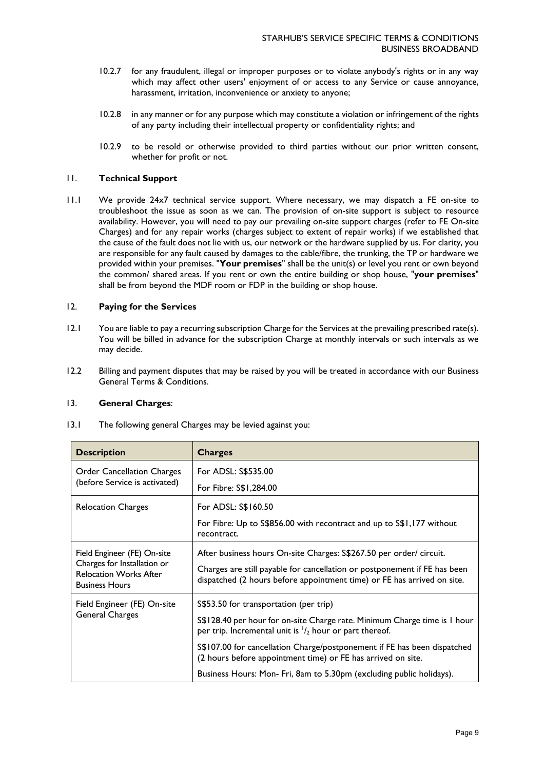10.2.7 for any fraudulent, illegal or improper purposes or to violate anybody's rights or in any way which may affect other users' enjoyment of or access to any Service or cause annoyance, harassment, irritation, inconvenience or anxiety to anyone;

10.2.8 in any manner or for any purpose which may constitute a violation or infringement of the rights of any party including their intellectual property or confidentiality rights; and

10.2.9 to be resold or otherwise provided to third parties without our prior written consent, whether for profit or not.

## 11. Technical Support

11.1 We provide 24x7 technical service support. Where necessary, we may dispatch a FE on-site to troubleshoot the issue as soon as we can. The provision of on-site support is subject to resource availability. However, you will need to pay our prevailing on-site support charges (refer to FE On-site Charges) and for any repair works (charges subject to extent of repair works) if we established that the cause of the fault does not lie with us, our network or the hardware supplied by us. For clarity, you are responsible for any fault caused by damages to the cable/fibre, the trunking, the TP or hardware we provided within your premises. "**Your premises**" shall be the unit(s) or level you rent or own beyond the common/ shared areas. If you rent or own the entire building or shop house, "**your premises**" shall be from beyond the MDF room or FDP in the building or shop house.

## 12. Paying for the Services

12.1 You are liable to pay a recurring subscription Charge for the Services at the prevailing prescribed rate(s). You will be billed in advance for the subscription Charge at monthly intervals or such intervals as we may decide.

12.2 Billing and payment disputes that may be raised by you will be treated in accordance with our Business General Terms & Conditions.

## 13. General Charges:

13.1 The following general Charges may be levied against you:

| Description | Charges |
|---|---|
| Order Cancellation Charges (before Service is activated) | For ADSL: S$535.00<br>For Fibre: S$1,284.00 |
| Relocation Charges | For ADSL: S$160.50<br>For Fibre: Up to S$856.00 with recontract and up to S$1,177 without recontract. |
| Field Engineer (FE) On-site Charges for Installation or Relocation Works After Business Hours | After business hours On-site Charges: S$267.50 per order/ circuit.<br>Charges are still payable for cancellation or postponement if FE has been dispatched (2 hours before appointment time) or FE has arrived on site. |
| Field Engineer (FE) On-site General Charges | S$53.50 for transportation (per trip)<br>S$128.40 per hour for on-site Charge rate. Minimum Charge time is 1 hour per trip. Incremental unit is $^{1}/_{2}$ hour or part thereof.<br>S$107.00 for cancellation Charge/postponement if FE has been dispatched (2 hours before appointment time) or FE has arrived on site.<br>Business Hours: Mon- Fri, 8am to 5.30pm (excluding public holidays). |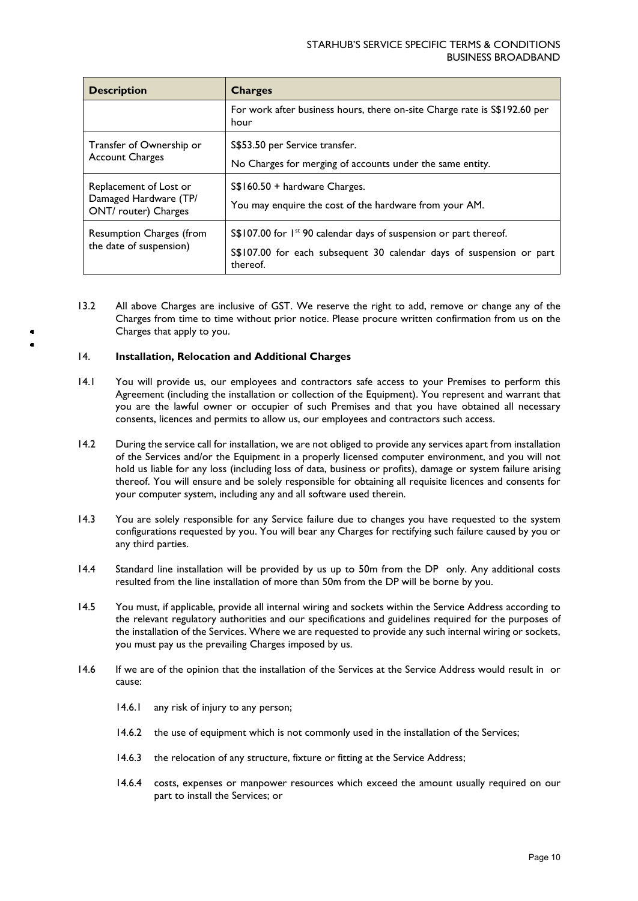| Description | Charges |
|---|---|
| | For work after business hours, there on-site Charge rate is S$192.60 per hour |
| Transfer of Ownership or Account Charges | S$53.50 per Service transfer.<br>No Charges for merging of accounts under the same entity. |
| Replacement of Lost or Damaged Hardware (TP/ ONT/ router) Charges | S$160.50 + hardware Charges.<br>You may enquire the cost of the hardware from your AM. |
| Resumption Charges (from the date of suspension) | S$107.00 for 1st 90 calendar days of suspension or part thereof.<br>S$107.00 for each subsequent 30 calendar days of suspension or part thereof. |

13.2 All above Charges are inclusive of GST. We reserve the right to add, remove or change any of the Charges from time to time without prior notice. Please procure written confirmation from us on the Charges that apply to you.

14. **Installation, Relocation and Additional Charges**

14.1 You will provide us, our employees and contractors safe access to your Premises to perform this Agreement (including the installation or collection of the Equipment). You represent and warrant that you are the lawful owner or occupier of such Premises and that you have obtained all necessary consents, licences and permits to allow us, our employees and contractors such access.

14.2 During the service call for installation, we are not obliged to provide any services apart from installation of the Services and/or the Equipment in a properly licensed computer environment, and you will not hold us liable for any loss (including loss of data, business or profits), damage or system failure arising thereof. You will ensure and be solely responsible for obtaining all requisite licences and consents for your computer system, including any and all software used therein.

14.3 You are solely responsible for any Service failure due to changes you have requested to the system configurations requested by you. You will bear any Charges for rectifying such failure caused by you or any third parties.

14.4 Standard line installation will be provided by us up to 50m from the DP only. Any additional costs resulted from the line installation of more than 50m from the DP will be borne by you.

14.5 You must, if applicable, provide all internal wiring and sockets within the Service Address according to the relevant regulatory authorities and our specifications and guidelines required for the purposes of the installation of the Services. Where we are requested to provide any such internal wiring or sockets, you must pay us the prevailing Charges imposed by us.

14.6 If we are of the opinion that the installation of the Services at the Service Address would result in or cause:

14.6.1 any risk of injury to any person;

14.6.2 the use of equipment which is not commonly used in the installation of the Services;

14.6.3 the relocation of any structure, fixture or fitting at the Service Address;

14.6.4 costs, expenses or manpower resources which exceed the amount usually required on our part to install the Services; or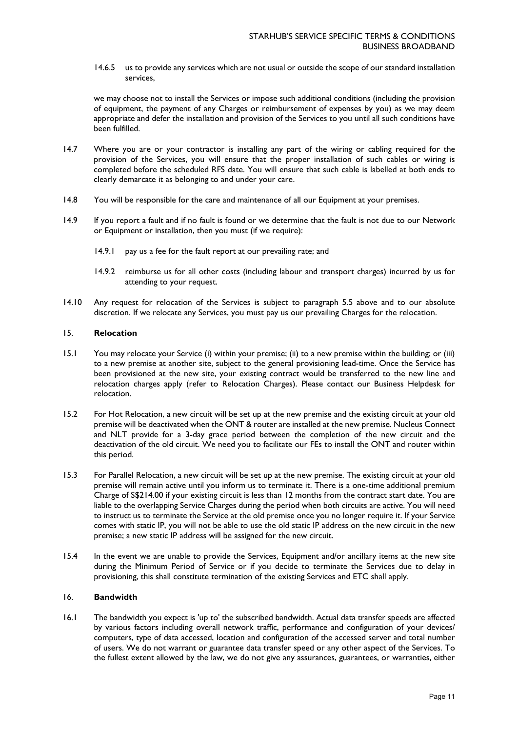14.6.5 us to provide any services which are not usual or outside the scope of our standard installation services,

we may choose not to install the Services or impose such additional conditions (including the provision of equipment, the payment of any Charges or reimbursement of expenses by you) as we may deem appropriate and defer the installation and provision of the Services to you until all such conditions have been fulfilled.

14.7 Where you are or your contractor is installing any part of the wiring or cabling required for the provision of the Services, you will ensure that the proper installation of such cables or wiring is completed before the scheduled RFS date. You will ensure that such cable is labelled at both ends to clearly demarcate it as belonging to and under your care.

14.8 You will be responsible for the care and maintenance of all our Equipment at your premises.

14.9 If you report a fault and if no fault is found or we determine that the fault is not due to our Network or Equipment or installation, then you must (if we require):

14.9.1 pay us a fee for the fault report at our prevailing rate; and

14.9.2 reimburse us for all other costs (including labour and transport charges) incurred by us for attending to your request.

14.10 Any request for relocation of the Services is subject to paragraph 5.5 above and to our absolute discretion. If we relocate any Services, you must pay us our prevailing Charges for the relocation.

## 15. Relocation

15.1 You may relocate your Service (i) within your premise; (ii) to a new premise within the building; or (iii) to a new premise at another site, subject to the general provisioning lead-time. Once the Service has been provisioned at the new site, your existing contract would be transferred to the new line and relocation charges apply (refer to Relocation Charges). Please contact our Business Helpdesk for relocation.

15.2 For Hot Relocation, a new circuit will be set up at the new premise and the existing circuit at your old premise will be deactivated when the ONT & router are installed at the new premise. Nucleus Connect and NLT provide for a 3-day grace period between the completion of the new circuit and the deactivation of the old circuit. We need you to facilitate our FEs to install the ONT and router within this period.

15.3 For Parallel Relocation, a new circuit will be set up at the new premise. The existing circuit at your old premise will remain active until you inform us to terminate it. There is a one-time additional premium Charge of S$214.00 if your existing circuit is less than 12 months from the contract start date. You are liable to the overlapping Service Charges during the period when both circuits are active. You will need to instruct us to terminate the Service at the old premise once you no longer require it. If your Service comes with static IP, you will not be able to use the old static IP address on the new circuit in the new premise; a new static IP address will be assigned for the new circuit.

15.4 In the event we are unable to provide the Services, Equipment and/or ancillary items at the new site during the Minimum Period of Service or if you decide to terminate the Services due to delay in provisioning, this shall constitute termination of the existing Services and ETC shall apply.

## 16. Bandwidth

16.1 The bandwidth you expect is 'up to' the subscribed bandwidth. Actual data transfer speeds are affected by various factors including overall network traffic, performance and configuration of your devices/ computers, type of data accessed, location and configuration of the accessed server and total number of users. We do not warrant or guarantee data transfer speed or any other aspect of the Services. To the fullest extent allowed by the law, we do not give any assurances, guarantees, or warranties, either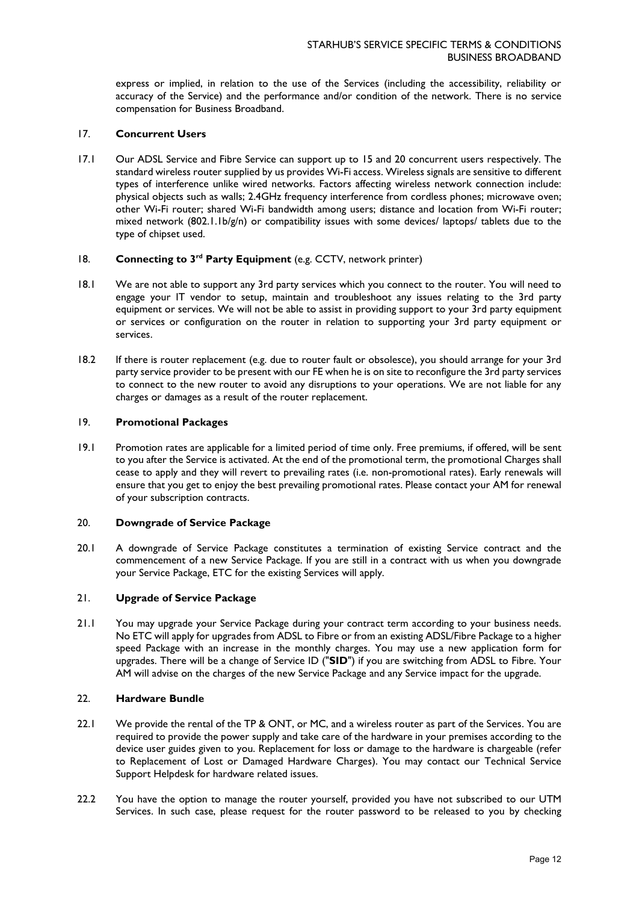express or implied, in relation to the use of the Services (including the accessibility, reliability or accuracy of the Service) and the performance and/or condition of the network. There is no service compensation for Business Broadband.

## 17. Concurrent Users

17.1 Our ADSL Service and Fibre Service can support up to 15 and 20 concurrent users respectively. The standard wireless router supplied by us provides Wi-Fi access. Wireless signals are sensitive to different types of interference unlike wired networks. Factors affecting wireless network connection include: physical objects such as walls; 2.4GHz frequency interference from cordless phones; microwave oven; other Wi-Fi router; shared Wi-Fi bandwidth among users; distance and location from Wi-Fi router; mixed network (802.1.1b/g/n) or compatibility issues with some devices/ laptops/ tablets due to the type of chipset used.

## 18. Connecting to 3rd Party Equipment (e.g. CCTV, network printer)

18.1 We are not able to support any 3rd party services which you connect to the router. You will need to engage your IT vendor to setup, maintain and troubleshoot any issues relating to the 3rd party equipment or services. We will not be able to assist in providing support to your 3rd party equipment or services or configuration on the router in relation to supporting your 3rd party equipment or services.

18.2 If there is router replacement (e.g. due to router fault or obsolesce), you should arrange for your 3rd party service provider to be present with our FE when he is on site to reconfigure the 3rd party services to connect to the new router to avoid any disruptions to your operations. We are not liable for any charges or damages as a result of the router replacement.

## 19. Promotional Packages

19.1 Promotion rates are applicable for a limited period of time only. Free premiums, if offered, will be sent to you after the Service is activated. At the end of the promotional term, the promotional Charges shall cease to apply and they will revert to prevailing rates (i.e. non-promotional rates). Early renewals will ensure that you get to enjoy the best prevailing promotional rates. Please contact your AM for renewal of your subscription contracts.

## 20. Downgrade of Service Package

20.1 A downgrade of Service Package constitutes a termination of existing Service contract and the commencement of a new Service Package. If you are still in a contract with us when you downgrade your Service Package, ETC for the existing Services will apply.

## 21. Upgrade of Service Package

21.1 You may upgrade your Service Package during your contract term according to your business needs. No ETC will apply for upgrades from ADSL to Fibre or from an existing ADSL/Fibre Package to a higher speed Package with an increase in the monthly charges. You may use a new application form for upgrades. There will be a change of Service ID ("**SID**") if you are switching from ADSL to Fibre. Your AM will advise on the charges of the new Service Package and any Service impact for the upgrade.

## 22. Hardware Bundle

22.1 We provide the rental of the TP & ONT, or MC, and a wireless router as part of the Services. You are required to provide the power supply and take care of the hardware in your premises according to the device user guides given to you. Replacement for loss or damage to the hardware is chargeable (refer to Replacement of Lost or Damaged Hardware Charges). You may contact our Technical Service Support Helpdesk for hardware related issues.

22.2 You have the option to manage the router yourself, provided you have not subscribed to our UTM Services. In such case, please request for the router password to be released to you by checking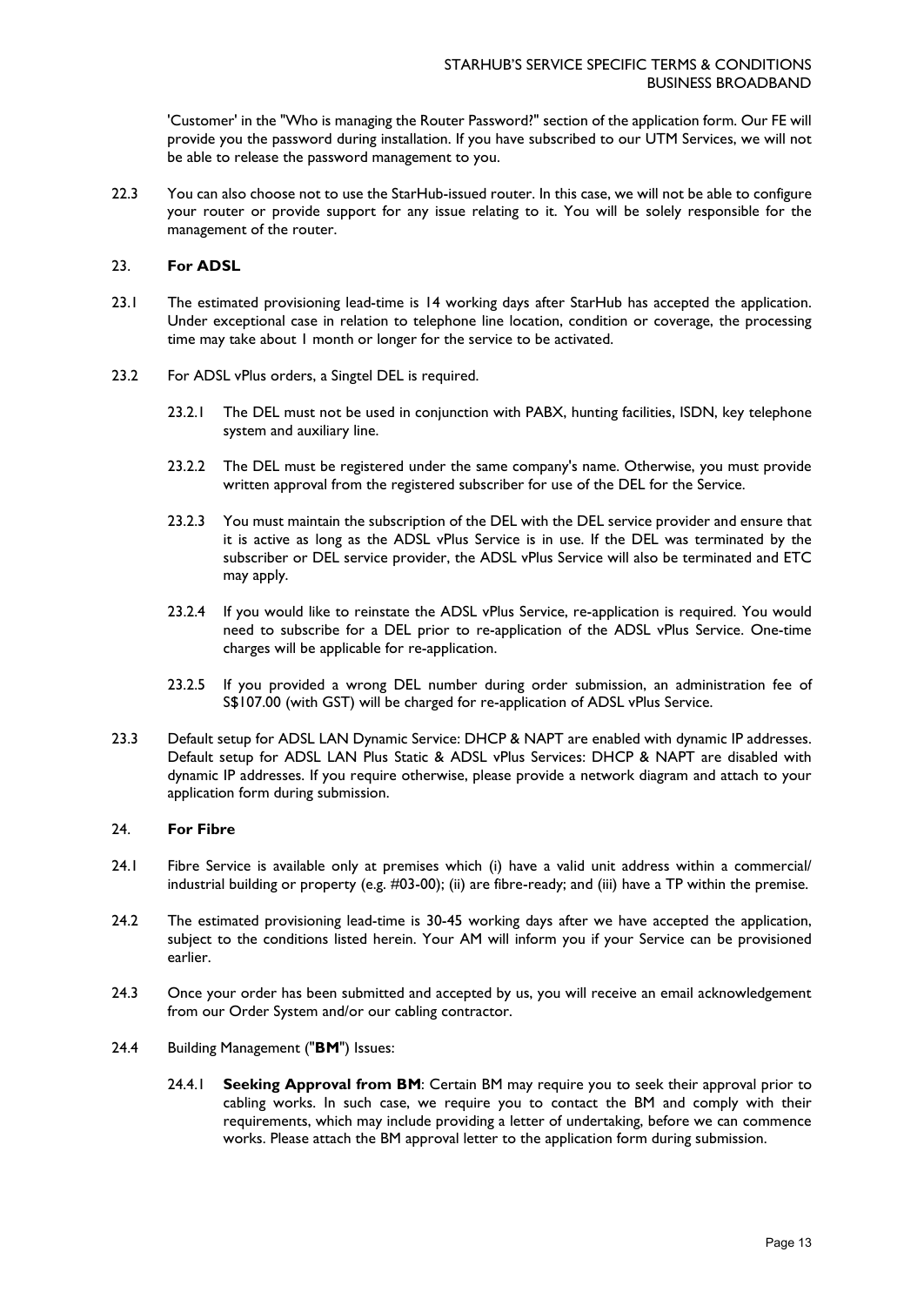'Customer' in the "Who is managing the Router Password?" section of the application form. Our FE will provide you the password during installation. If you have subscribed to our UTM Services, we will not be able to release the password management to you.

22.3 You can also choose not to use the StarHub-issued router. In this case, we will not be able to configure your router or provide support for any issue relating to it. You will be solely responsible for the management of the router.

## 23. For ADSL

23.1 The estimated provisioning lead-time is 14 working days after StarHub has accepted the application. Under exceptional case in relation to telephone line location, condition or coverage, the processing time may take about 1 month or longer for the service to be activated.

23.2 For ADSL vPlus orders, a Singtel DEL is required.

23.2.1 The DEL must not be used in conjunction with PABX, hunting facilities, ISDN, key telephone system and auxiliary line.

23.2.2 The DEL must be registered under the same company's name. Otherwise, you must provide written approval from the registered subscriber for use of the DEL for the Service.

23.2.3 You must maintain the subscription of the DEL with the DEL service provider and ensure that it is active as long as the ADSL vPlus Service is in use. If the DEL was terminated by the subscriber or DEL service provider, the ADSL vPlus Service will also be terminated and ETC may apply.

23.2.4 If you would like to reinstate the ADSL vPlus Service, re-application is required. You would need to subscribe for a DEL prior to re-application of the ADSL vPlus Service. One-time charges will be applicable for re-application.

23.2.5 If you provided a wrong DEL number during order submission, an administration fee of S$107.00 (with GST) will be charged for re-application of ADSL vPlus Service.

23.3 Default setup for ADSL LAN Dynamic Service: DHCP & NAPT are enabled with dynamic IP addresses. Default setup for ADSL LAN Plus Static & ADSL vPlus Services: DHCP & NAPT are disabled with dynamic IP addresses. If you require otherwise, please provide a network diagram and attach to your application form during submission.

## 24. For Fibre

24.1 Fibre Service is available only at premises which (i) have a valid unit address within a commercial/ industrial building or property (e.g. #03-00); (ii) are fibre-ready; and (iii) have a TP within the premise.

24.2 The estimated provisioning lead-time is 30-45 working days after we have accepted the application, subject to the conditions listed herein. Your AM will inform you if your Service can be provisioned earlier.

24.3 Once your order has been submitted and accepted by us, you will receive an email acknowledgement from our Order System and/or our cabling contractor.

24.4 Building Management ("**BM**") Issues:

24.4.1 **Seeking Approval from BM**: Certain BM may require you to seek their approval prior to cabling works. In such case, we require you to contact the BM and comply with their requirements, which may include providing a letter of undertaking, before we can commence works. Please attach the BM approval letter to the application form during submission.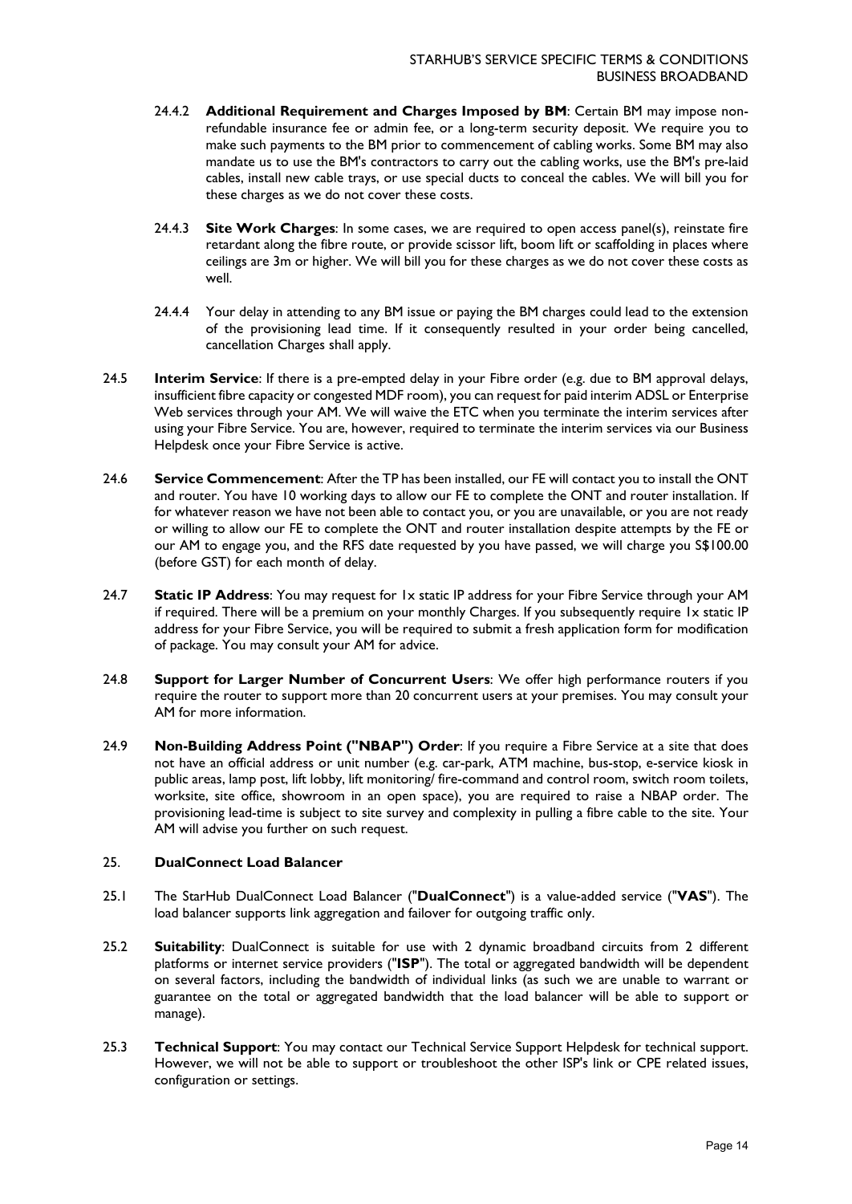24.4.2 **Additional Requirement and Charges Imposed by BM**: Certain BM may impose non-refundable insurance fee or admin fee, or a long-term security deposit. We require you to make such payments to the BM prior to commencement of cabling works. Some BM may also mandate us to use the BM's contractors to carry out the cabling works, use the BM's pre-laid cables, install new cable trays, or use special ducts to conceal the cables. We will bill you for these charges as we do not cover these costs.

24.4.3 **Site Work Charges**: In some cases, we are required to open access panel(s), reinstate fire retardant along the fibre route, or provide scissor lift, boom lift or scaffolding in places where ceilings are 3m or higher. We will bill you for these charges as we do not cover these costs as well.

24.4.4 Your delay in attending to any BM issue or paying the BM charges could lead to the extension of the provisioning lead time. If it consequently resulted in your order being cancelled, cancellation Charges shall apply.

24.5 **Interim Service**: If there is a pre-empted delay in your Fibre order (e.g. due to BM approval delays, insufficient fibre capacity or congested MDF room), you can request for paid interim ADSL or Enterprise Web services through your AM. We will waive the ETC when you terminate the interim services after using your Fibre Service. You are, however, required to terminate the interim services via our Business Helpdesk once your Fibre Service is active.

24.6 **Service Commencement**: After the TP has been installed, our FE will contact you to install the ONT and router. You have 10 working days to allow our FE to complete the ONT and router installation. If for whatever reason we have not been able to contact you, or you are unavailable, or you are not ready or willing to allow our FE to complete the ONT and router installation despite attempts by the FE or our AM to engage you, and the RFS date requested by you have passed, we will charge you S$100.00 (before GST) for each month of delay.

24.7 **Static IP Address**: You may request for 1x static IP address for your Fibre Service through your AM if required. There will be a premium on your monthly Charges. If you subsequently require 1x static IP address for your Fibre Service, you will be required to submit a fresh application form for modification of package. You may consult your AM for advice.

24.8 **Support for Larger Number of Concurrent Users**: We offer high performance routers if you require the router to support more than 20 concurrent users at your premises. You may consult your AM for more information.

24.9 **Non-Building Address Point ("NBAP") Order**: If you require a Fibre Service at a site that does not have an official address or unit number (e.g. car-park, ATM machine, bus-stop, e-service kiosk in public areas, lamp post, lift lobby, lift monitoring/ fire-command and control room, switch room toilets, worksite, site office, showroom in an open space), you are required to raise a NBAP order. The provisioning lead-time is subject to site survey and complexity in pulling a fibre cable to the site. Your AM will advise you further on such request.

## 25. DualConnect Load Balancer

25.1 The StarHub DualConnect Load Balancer ("**DualConnect**") is a value-added service ("**VAS**"). The load balancer supports link aggregation and failover for outgoing traffic only.

25.2 **Suitability**: DualConnect is suitable for use with 2 dynamic broadband circuits from 2 different platforms or internet service providers ("**ISP**"). The total or aggregated bandwidth will be dependent on several factors, including the bandwidth of individual links (as such we are unable to warrant or guarantee on the total or aggregated bandwidth that the load balancer will be able to support or manage).

25.3 **Technical Support**: You may contact our Technical Service Support Helpdesk for technical support. However, we will not be able to support or troubleshoot the other ISP's link or CPE related issues, configuration or settings.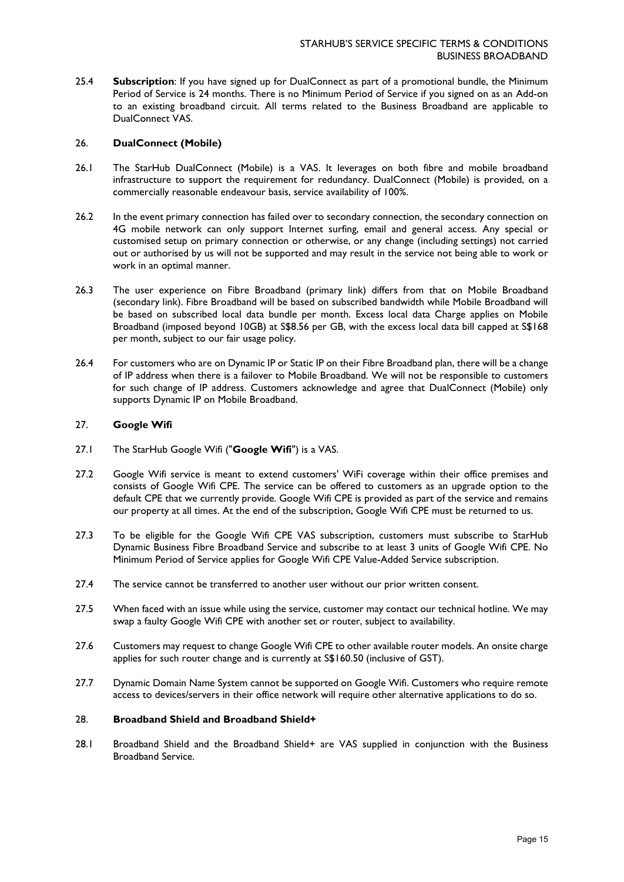25.4 **Subscription**: If you have signed up for DualConnect as part of a promotional bundle, the Minimum Period of Service is 24 months. There is no Minimum Period of Service if you signed on as an Add-on to an existing broadband circuit. All terms related to the Business Broadband are applicable to DualConnect VAS.

## 26. DualConnect (Mobile)

26.1 The StarHub DualConnect (Mobile) is a VAS. It leverages on both fibre and mobile broadband infrastructure to support the requirement for redundancy. DualConnect (Mobile) is provided, on a commercially reasonable endeavour basis, service availability of 100%.

26.2 In the event primary connection has failed over to secondary connection, the secondary connection on 4G mobile network can only support Internet surfing, email and general access. Any special or customised setup on primary connection or otherwise, or any change (including settings) not carried out or authorised by us will not be supported and may result in the service not being able to work or work in an optimal manner.

26.3 The user experience on Fibre Broadband (primary link) differs from that on Mobile Broadband (secondary link). Fibre Broadband will be based on subscribed bandwidth while Mobile Broadband will be based on subscribed local data bundle per month. Excess local data Charge applies on Mobile Broadband (imposed beyond 10GB) at S$8.56 per GB, with the excess local data bill capped at S$168 per month, subject to our fair usage policy.

26.4 For customers who are on Dynamic IP or Static IP on their Fibre Broadband plan, there will be a change of IP address when there is a failover to Mobile Broadband. We will not be responsible to customers for such change of IP address. Customers acknowledge and agree that DualConnect (Mobile) only supports Dynamic IP on Mobile Broadband.

## 27. Google Wifi

27.1 The StarHub Google Wifi ("**Google Wifi**") is a VAS.

27.2 Google Wifi service is meant to extend customers' WiFi coverage within their office premises and consists of Google Wifi CPE. The service can be offered to customers as an upgrade option to the default CPE that we currently provide. Google Wifi CPE is provided as part of the service and remains our property at all times. At the end of the subscription, Google Wifi CPE must be returned to us.

27.3 To be eligible for the Google Wifi CPE VAS subscription, customers must subscribe to StarHub Dynamic Business Fibre Broadband Service and subscribe to at least 3 units of Google Wifi CPE. No Minimum Period of Service applies for Google Wifi CPE Value-Added Service subscription.

27.4 The service cannot be transferred to another user without our prior written consent.

27.5 When faced with an issue while using the service, customer may contact our technical hotline. We may swap a faulty Google Wifi CPE with another set or router, subject to availability.

27.6 Customers may request to change Google Wifi CPE to other available router models. An onsite charge applies for such router change and is currently at S$160.50 (inclusive of GST).

27.7 Dynamic Domain Name System cannot be supported on Google Wifi. Customers who require remote access to devices/servers in their office network will require other alternative applications to do so.

## 28. Broadband Shield and Broadband Shield+

28.1 Broadband Shield and the Broadband Shield+ are VAS supplied in conjunction with the Business Broadband Service.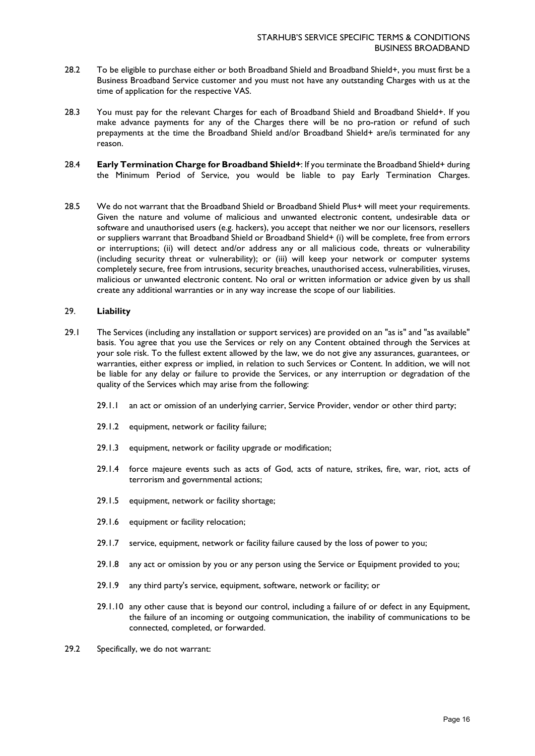28.2 To be eligible to purchase either or both Broadband Shield and Broadband Shield+, you must first be a Business Broadband Service customer and you must not have any outstanding Charges with us at the time of application for the respective VAS.

28.3 You must pay for the relevant Charges for each of Broadband Shield and Broadband Shield+. If you make advance payments for any of the Charges there will be no pro-ration or refund of such prepayments at the time the Broadband Shield and/or Broadband Shield+ are/is terminated for any reason.

28.4 **Early Termination Charge for Broadband Shield+**: If you terminate the Broadband Shield+ during the Minimum Period of Service, you would be liable to pay Early Termination Charges.

28.5 We do not warrant that the Broadband Shield or Broadband Shield Plus+ will meet your requirements. Given the nature and volume of malicious and unwanted electronic content, undesirable data or software and unauthorised users (e.g. hackers), you accept that neither we nor our licensors, resellers or suppliers warrant that Broadband Shield or Broadband Shield+ (i) will be complete, free from errors or interruptions; (ii) will detect and/or address any or all malicious code, threats or vulnerability (including security threat or vulnerability); or (iii) will keep your network or computer systems completely secure, free from intrusions, security breaches, unauthorised access, vulnerabilities, viruses, malicious or unwanted electronic content. No oral or written information or advice given by us shall create any additional warranties or in any way increase the scope of our liabilities.

## 29. **Liability**

29.1 The Services (including any installation or support services) are provided on an "as is" and "as available" basis. You agree that you use the Services or rely on any Content obtained through the Services at your sole risk. To the fullest extent allowed by the law, we do not give any assurances, guarantees, or warranties, either express or implied, in relation to such Services or Content. In addition, we will not be liable for any delay or failure to provide the Services, or any interruption or degradation of the quality of the Services which may arise from the following:

- 29.1.1 an act or omission of an underlying carrier, Service Provider, vendor or other third party;
- 29.1.2 equipment, network or facility failure;
- 29.1.3 equipment, network or facility upgrade or modification;
- 29.1.4 force majeure events such as acts of God, acts of nature, strikes, fire, war, riot, acts of terrorism and governmental actions;
- 29.1.5 equipment, network or facility shortage;
- 29.1.6 equipment or facility relocation;
- 29.1.7 service, equipment, network or facility failure caused by the loss of power to you;
- 29.1.8 any act or omission by you or any person using the Service or Equipment provided to you;
- 29.1.9 any third party's service, equipment, software, network or facility; or
- 29.1.10 any other cause that is beyond our control, including a failure of or defect in any Equipment, the failure of an incoming or outgoing communication, the inability of communications to be connected, completed, or forwarded.

29.2 Specifically, we do not warrant: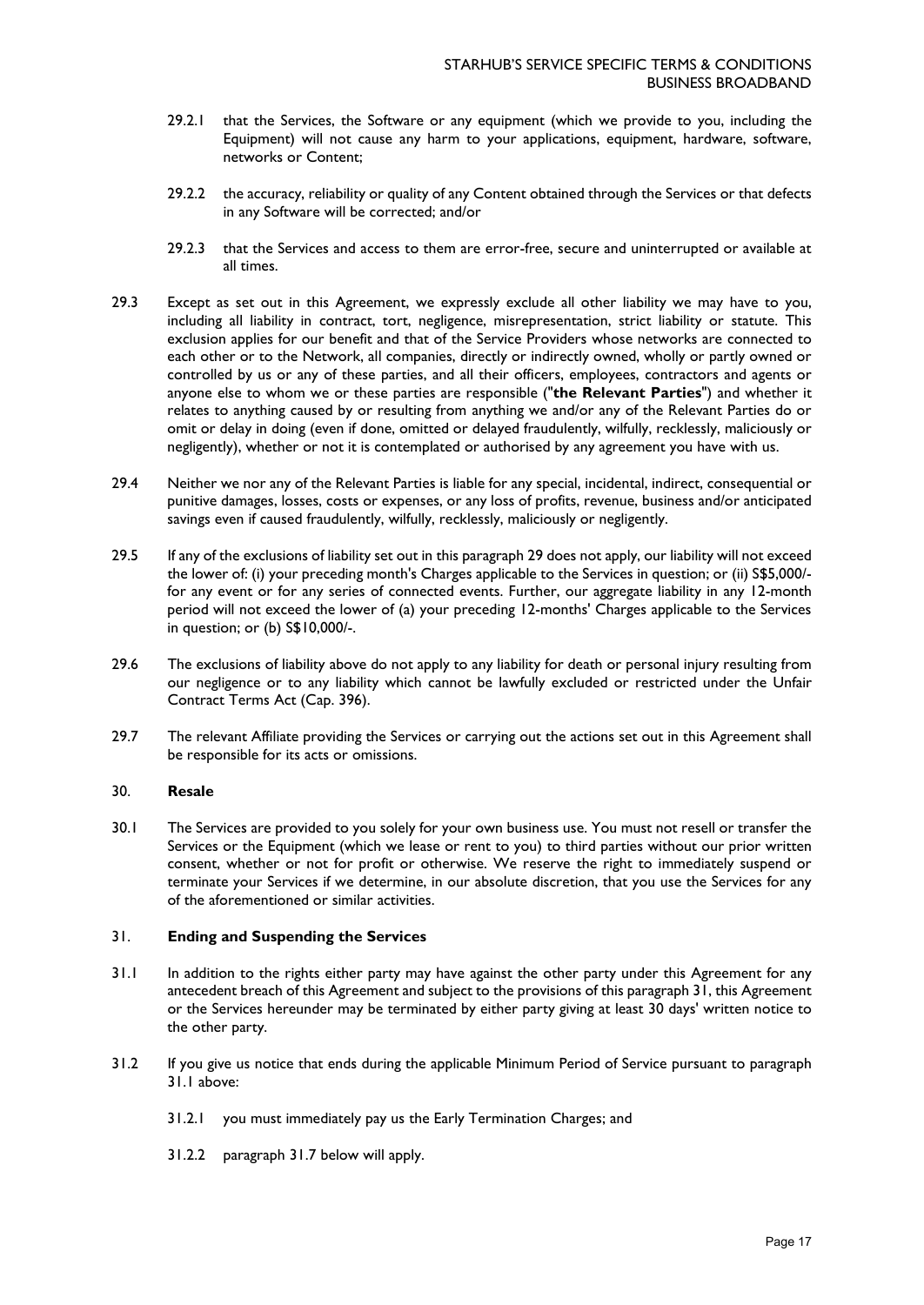29.2.1 that the Services, the Software or any equipment (which we provide to you, including the Equipment) will not cause any harm to your applications, equipment, hardware, software, networks or Content;

29.2.2 the accuracy, reliability or quality of any Content obtained through the Services or that defects in any Software will be corrected; and/or

29.2.3 that the Services and access to them are error-free, secure and uninterrupted or available at all times.

29.3 Except as set out in this Agreement, we expressly exclude all other liability we may have to you, including all liability in contract, tort, negligence, misrepresentation, strict liability or statute. This exclusion applies for our benefit and that of the Service Providers whose networks are connected to each other or to the Network, all companies, directly or indirectly owned, wholly or partly owned or controlled by us or any of these parties, and all their officers, employees, contractors and agents or anyone else to whom we or these parties are responsible ("**the Relevant Parties**") and whether it relates to anything caused by or resulting from anything we and/or any of the Relevant Parties do or omit or delay in doing (even if done, omitted or delayed fraudulently, wilfully, recklessly, maliciously or negligently), whether or not it is contemplated or authorised by any agreement you have with us.

29.4 Neither we nor any of the Relevant Parties is liable for any special, incidental, indirect, consequential or punitive damages, losses, costs or expenses, or any loss of profits, revenue, business and/or anticipated savings even if caused fraudulently, wilfully, recklessly, maliciously or negligently.

29.5 If any of the exclusions of liability set out in this paragraph 29 does not apply, our liability will not exceed the lower of: (i) your preceding month's Charges applicable to the Services in question; or (ii) S$5,000/- for any event or for any series of connected events. Further, our aggregate liability in any 12-month period will not exceed the lower of (a) your preceding 12-months' Charges applicable to the Services in question; or (b) S$10,000/-.

29.6 The exclusions of liability above do not apply to any liability for death or personal injury resulting from our negligence or to any liability which cannot be lawfully excluded or restricted under the Unfair Contract Terms Act (Cap. 396).

29.7 The relevant Affiliate providing the Services or carrying out the actions set out in this Agreement shall be responsible for its acts or omissions.

## 30. Resale

30.1 The Services are provided to you solely for your own business use. You must not resell or transfer the Services or the Equipment (which we lease or rent to you) to third parties without our prior written consent, whether or not for profit or otherwise. We reserve the right to immediately suspend or terminate your Services if we determine, in our absolute discretion, that you use the Services for any of the aforementioned or similar activities.

## 31. Ending and Suspending the Services

31.1 In addition to the rights either party may have against the other party under this Agreement for any antecedent breach of this Agreement and subject to the provisions of this paragraph 31, this Agreement or the Services hereunder may be terminated by either party giving at least 30 days' written notice to the other party.

31.2 If you give us notice that ends during the applicable Minimum Period of Service pursuant to paragraph 31.1 above:

31.2.1 you must immediately pay us the Early Termination Charges; and

31.2.2 paragraph 31.7 below will apply.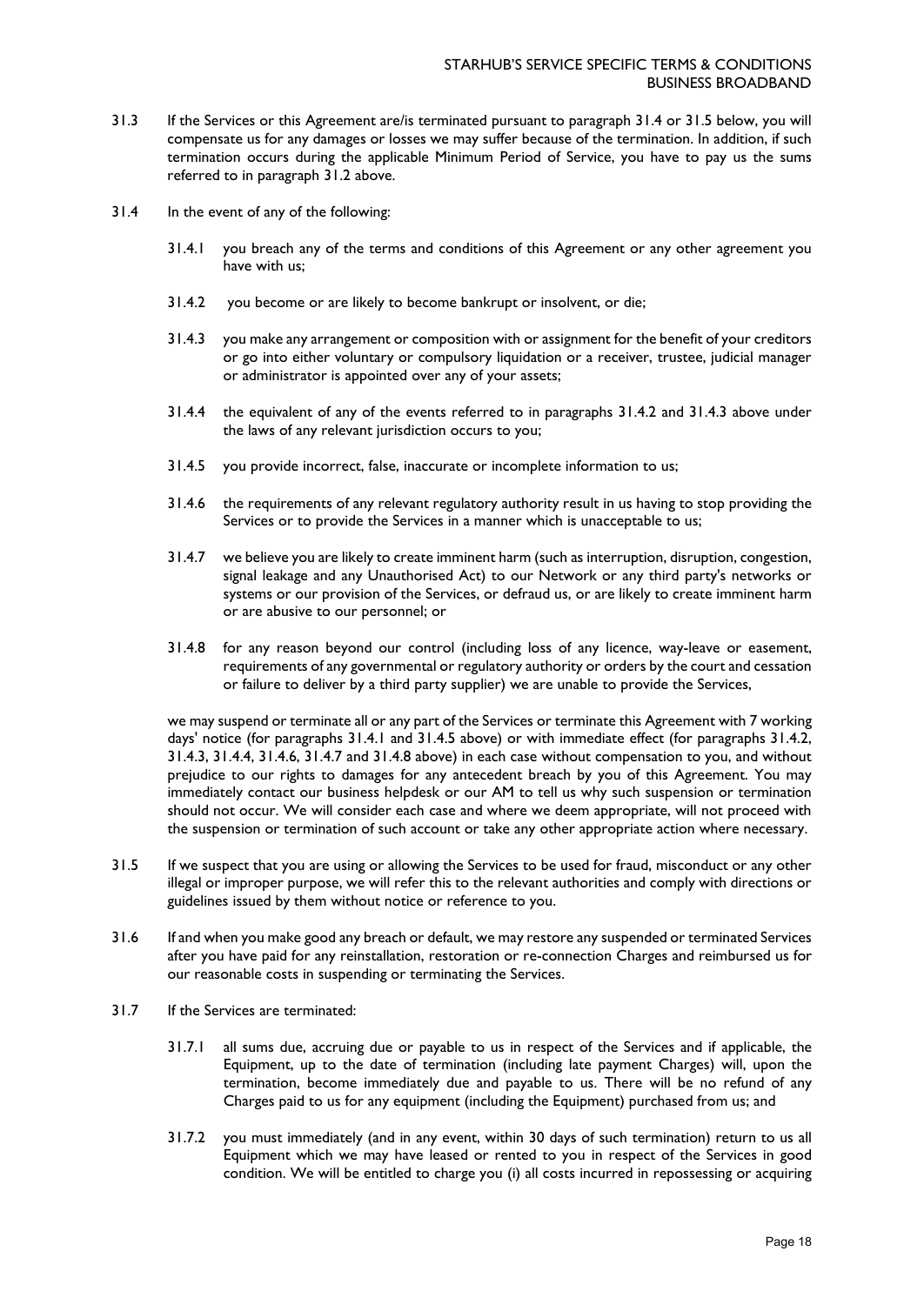31.3 If the Services or this Agreement are/is terminated pursuant to paragraph 31.4 or 31.5 below, you will compensate us for any damages or losses we may suffer because of the termination. In addition, if such termination occurs during the applicable Minimum Period of Service, you have to pay us the sums referred to in paragraph 31.2 above.

31.4 In the event of any of the following:

31.4.1 you breach any of the terms and conditions of this Agreement or any other agreement you have with us;

31.4.2 you become or are likely to become bankrupt or insolvent, or die;

31.4.3 you make any arrangement or composition with or assignment for the benefit of your creditors or go into either voluntary or compulsory liquidation or a receiver, trustee, judicial manager or administrator is appointed over any of your assets;

31.4.4 the equivalent of any of the events referred to in paragraphs 31.4.2 and 31.4.3 above under the laws of any relevant jurisdiction occurs to you;

31.4.5 you provide incorrect, false, inaccurate or incomplete information to us;

31.4.6 the requirements of any relevant regulatory authority result in us having to stop providing the Services or to provide the Services in a manner which is unacceptable to us;

31.4.7 we believe you are likely to create imminent harm (such as interruption, disruption, congestion, signal leakage and any Unauthorised Act) to our Network or any third party's networks or systems or our provision of the Services, or defraud us, or are likely to create imminent harm or are abusive to our personnel; or

31.4.8 for any reason beyond our control (including loss of any licence, way-leave or easement, requirements of any governmental or regulatory authority or orders by the court and cessation or failure to deliver by a third party supplier) we are unable to provide the Services,

we may suspend or terminate all or any part of the Services or terminate this Agreement with 7 working days' notice (for paragraphs 31.4.1 and 31.4.5 above) or with immediate effect (for paragraphs 31.4.2, 31.4.3, 31.4.4, 31.4.6, 31.4.7 and 31.4.8 above) in each case without compensation to you, and without prejudice to our rights to damages for any antecedent breach by you of this Agreement. You may immediately contact our business helpdesk or our AM to tell us why such suspension or termination should not occur. We will consider each case and where we deem appropriate, will not proceed with the suspension or termination of such account or take any other appropriate action where necessary.

31.5 If we suspect that you are using or allowing the Services to be used for fraud, misconduct or any other illegal or improper purpose, we will refer this to the relevant authorities and comply with directions or guidelines issued by them without notice or reference to you.

31.6 If and when you make good any breach or default, we may restore any suspended or terminated Services after you have paid for any reinstallation, restoration or re-connection Charges and reimbursed us for our reasonable costs in suspending or terminating the Services.

31.7 If the Services are terminated:

31.7.1 all sums due, accruing due or payable to us in respect of the Services and if applicable, the Equipment, up to the date of termination (including late payment Charges) will, upon the termination, become immediately due and payable to us. There will be no refund of any Charges paid to us for any equipment (including the Equipment) purchased from us; and

31.7.2 you must immediately (and in any event, within 30 days of such termination) return to us all Equipment which we may have leased or rented to you in respect of the Services in good condition. We will be entitled to charge you (i) all costs incurred in repossessing or acquiring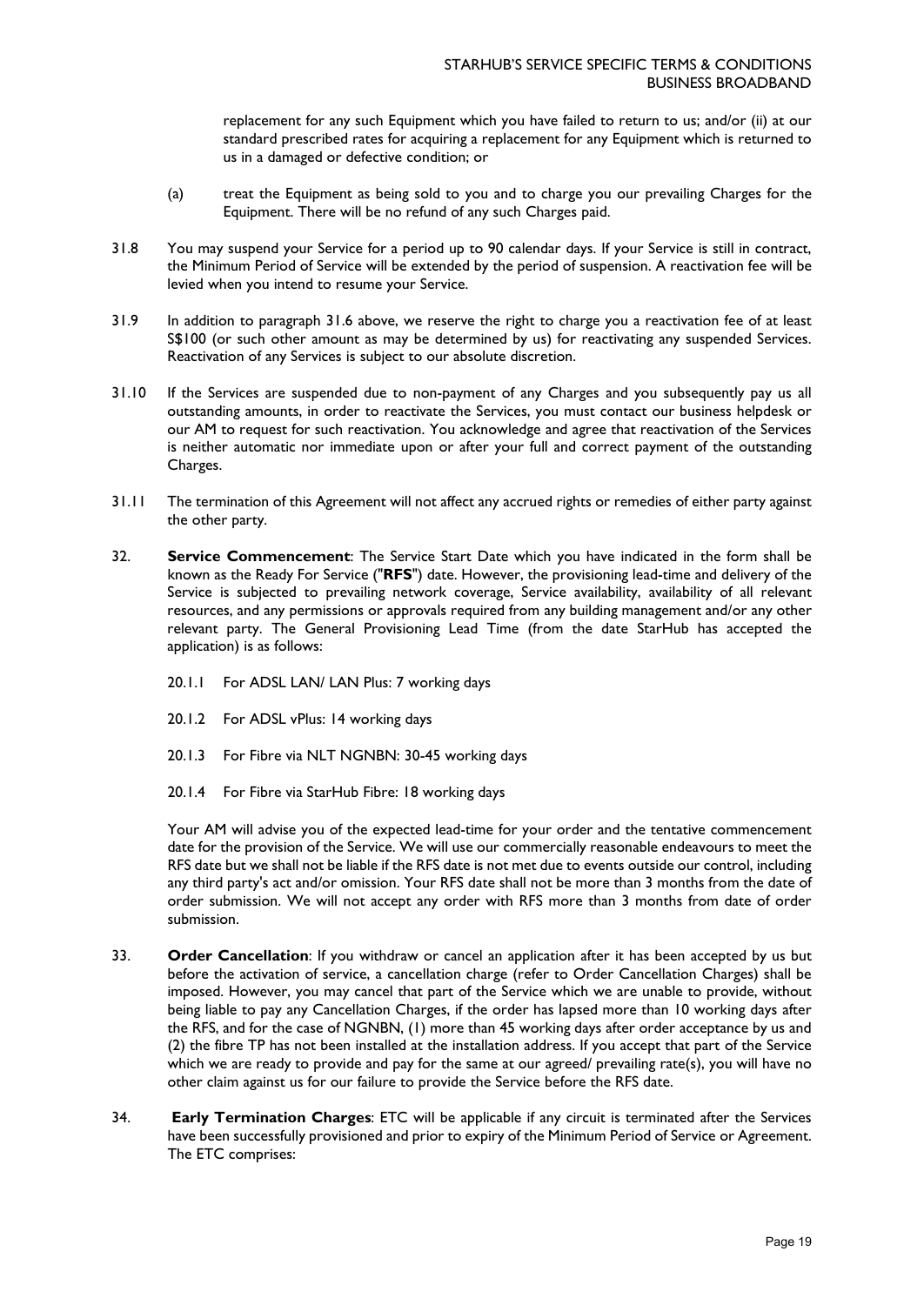replacement for any such Equipment which you have failed to return to us; and/or (ii) at our standard prescribed rates for acquiring a replacement for any Equipment which is returned to us in a damaged or defective condition; or

(a) treat the Equipment as being sold to you and to charge you our prevailing Charges for the Equipment. There will be no refund of any such Charges paid.

31.8 You may suspend your Service for a period up to 90 calendar days. If your Service is still in contract, the Minimum Period of Service will be extended by the period of suspension. A reactivation fee will be levied when you intend to resume your Service.

31.9 In addition to paragraph 31.6 above, we reserve the right to charge you a reactivation fee of at least S$100 (or such other amount as may be determined by us) for reactivating any suspended Services. Reactivation of any Services is subject to our absolute discretion.

31.10 If the Services are suspended due to non-payment of any Charges and you subsequently pay us all outstanding amounts, in order to reactivate the Services, you must contact our business helpdesk or our AM to request for such reactivation. You acknowledge and agree that reactivation of the Services is neither automatic nor immediate upon or after your full and correct payment of the outstanding Charges.

31.11 The termination of this Agreement will not affect any accrued rights or remedies of either party against the other party.

32. **Service Commencement**: The Service Start Date which you have indicated in the form shall be known as the Ready For Service ("**RFS**") date. However, the provisioning lead-time and delivery of the Service is subjected to prevailing network coverage, Service availability, availability of all relevant resources, and any permissions or approvals required from any building management and/or any other relevant party. The General Provisioning Lead Time (from the date StarHub has accepted the application) is as follows:

20.1.1 For ADSL LAN/ LAN Plus: 7 working days

20.1.2 For ADSL vPlus: 14 working days

20.1.3 For Fibre via NLT NGNBN: 30-45 working days

20.1.4 For Fibre via StarHub Fibre: 18 working days

Your AM will advise you of the expected lead-time for your order and the tentative commencement date for the provision of the Service. We will use our commercially reasonable endeavours to meet the RFS date but we shall not be liable if the RFS date is not met due to events outside our control, including any third party's act and/or omission. Your RFS date shall not be more than 3 months from the date of order submission. We will not accept any order with RFS more than 3 months from date of order submission.

33. **Order Cancellation**: If you withdraw or cancel an application after it has been accepted by us but before the activation of service, a cancellation charge (refer to Order Cancellation Charges) shall be imposed. However, you may cancel that part of the Service which we are unable to provide, without being liable to pay any Cancellation Charges, if the order has lapsed more than 10 working days after the RFS, and for the case of NGNBN, (1) more than 45 working days after order acceptance by us and (2) the fibre TP has not been installed at the installation address. If you accept that part of the Service which we are ready to provide and pay for the same at our agreed/ prevailing rate(s), you will have no other claim against us for our failure to provide the Service before the RFS date.

34. **Early Termination Charges**: ETC will be applicable if any circuit is terminated after the Services have been successfully provisioned and prior to expiry of the Minimum Period of Service or Agreement. The ETC comprises: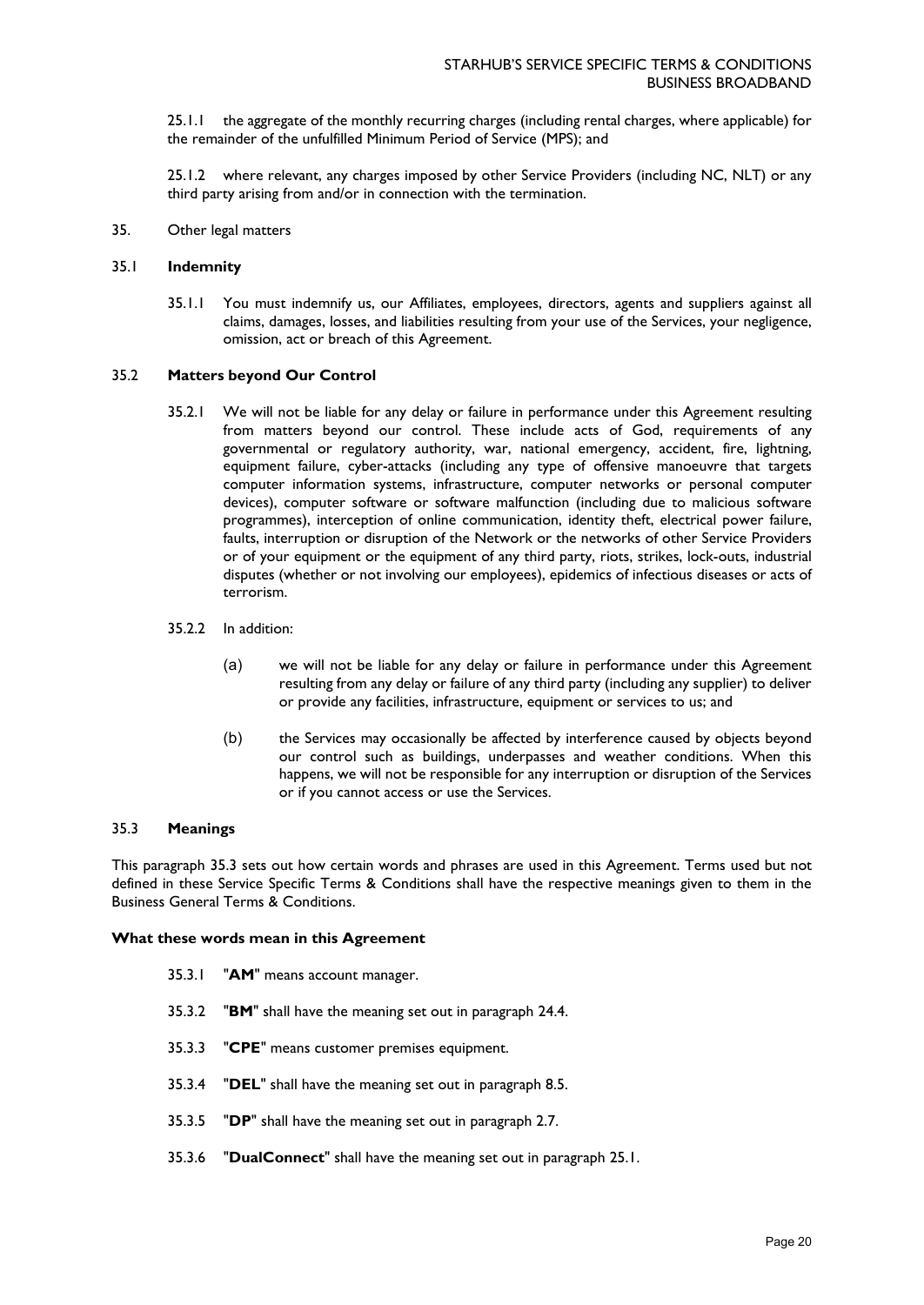25.1.1 the aggregate of the monthly recurring charges (including rental charges, where applicable) for the remainder of the unfulfilled Minimum Period of Service (MPS); and

25.1.2 where relevant, any charges imposed by other Service Providers (including NC, NLT) or any third party arising from and/or in connection with the termination.

35. Other legal matters

### 35.1 **Indemnity**

35.1.1 You must indemnify us, our Affiliates, employees, directors, agents and suppliers against all claims, damages, losses, and liabilities resulting from your use of the Services, your negligence, omission, act or breach of this Agreement.

### 35.2 **Matters beyond Our Control**

35.2.1 We will not be liable for any delay or failure in performance under this Agreement resulting from matters beyond our control. These include acts of God, requirements of any governmental or regulatory authority, war, national emergency, accident, fire, lightning, equipment failure, cyber-attacks (including any type of offensive manoeuvre that targets computer information systems, infrastructure, computer networks or personal computer devices), computer software or software malfunction (including due to malicious software programmes), interception of online communication, identity theft, electrical power failure, faults, interruption or disruption of the Network or the networks of other Service Providers or of your equipment or the equipment of any third party, riots, strikes, lock-outs, industrial disputes (whether or not involving our employees), epidemics of infectious diseases or acts of terrorism.

35.2.2 In addition:

(a) we will not be liable for any delay or failure in performance under this Agreement resulting from any delay or failure of any third party (including any supplier) to deliver or provide any facilities, infrastructure, equipment or services to us; and

(b) the Services may occasionally be affected by interference caused by objects beyond our control such as buildings, underpasses and weather conditions. When this happens, we will not be responsible for any interruption or disruption of the Services or if you cannot access or use the Services.

### 35.3 **Meanings**

This paragraph 35.3 sets out how certain words and phrases are used in this Agreement. Terms used but not defined in these Service Specific Terms & Conditions shall have the respective meanings given to them in the Business General Terms & Conditions.

**What these words mean in this Agreement**

35.3.1 "**AM**" means account manager.

35.3.2 "**BM**" shall have the meaning set out in paragraph 24.4.

35.3.3 "**CPE**" means customer premises equipment.

35.3.4 "**DEL**" shall have the meaning set out in paragraph 8.5.

35.3.5 "**DP**" shall have the meaning set out in paragraph 2.7.

35.3.6 "**DualConnect**" shall have the meaning set out in paragraph 25.1.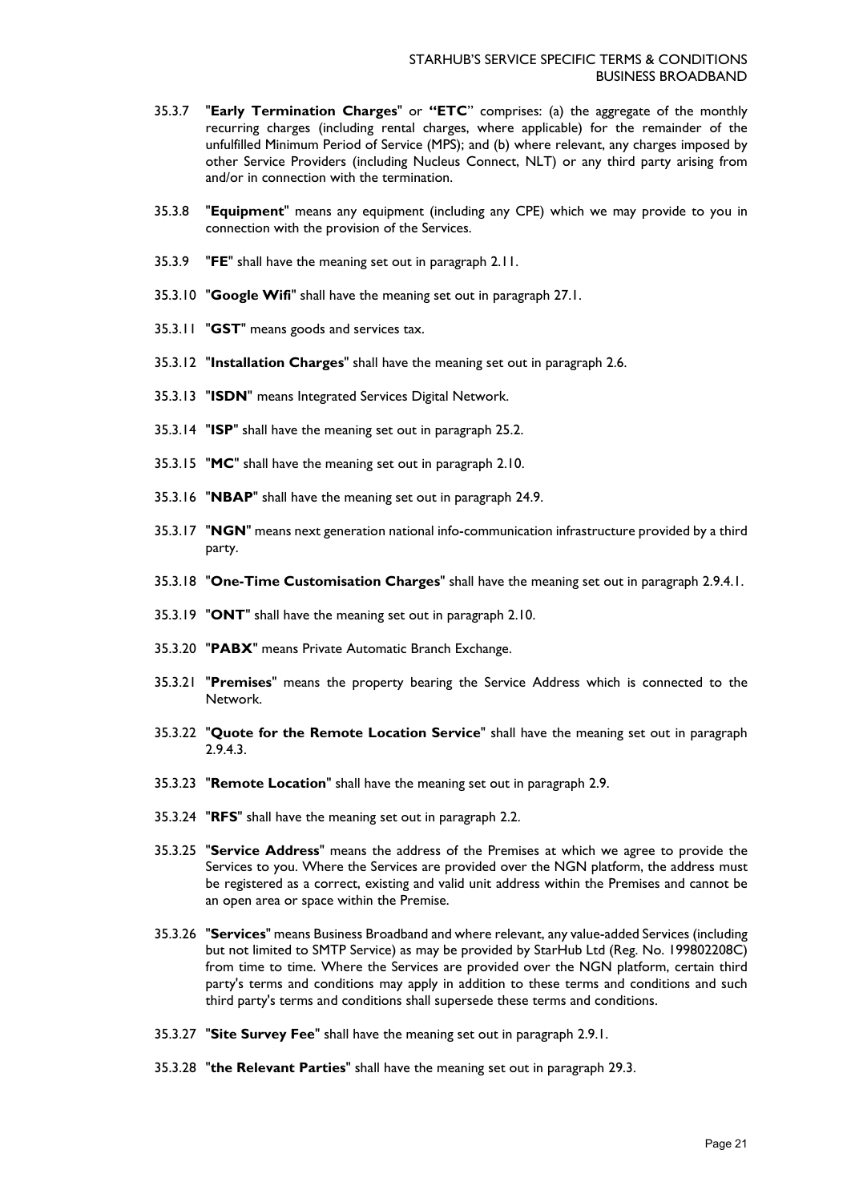35.3.7 "**Early Termination Charges**" or **"ETC"** comprises: (a) the aggregate of the monthly recurring charges (including rental charges, where applicable) for the remainder of the unfulfilled Minimum Period of Service (MPS); and (b) where relevant, any charges imposed by other Service Providers (including Nucleus Connect, NLT) or any third party arising from and/or in connection with the termination.

35.3.8 "**Equipment**" means any equipment (including any CPE) which we may provide to you in connection with the provision of the Services.

35.3.9 "**FE**" shall have the meaning set out in paragraph 2.11.

35.3.10 "**Google Wifi**" shall have the meaning set out in paragraph 27.1.

35.3.11 "**GST**" means goods and services tax.

35.3.12 "**Installation Charges**" shall have the meaning set out in paragraph 2.6.

35.3.13 "**ISDN**" means Integrated Services Digital Network.

35.3.14 "**ISP**" shall have the meaning set out in paragraph 25.2.

35.3.15 "**MC**" shall have the meaning set out in paragraph 2.10.

35.3.16 "**NBAP**" shall have the meaning set out in paragraph 24.9.

35.3.17 "**NGN**" means next generation national info-communication infrastructure provided by a third party.

35.3.18 "**One-Time Customisation Charges**" shall have the meaning set out in paragraph 2.9.4.1.

35.3.19 "**ONT**" shall have the meaning set out in paragraph 2.10.

35.3.20 "**PABX**" means Private Automatic Branch Exchange.

35.3.21 "**Premises**" means the property bearing the Service Address which is connected to the Network.

35.3.22 "**Quote for the Remote Location Service**" shall have the meaning set out in paragraph 2.9.4.3.

35.3.23 "**Remote Location**" shall have the meaning set out in paragraph 2.9.

35.3.24 "**RFS**" shall have the meaning set out in paragraph 2.2.

35.3.25 "**Service Address**" means the address of the Premises at which we agree to provide the Services to you. Where the Services are provided over the NGN platform, the address must be registered as a correct, existing and valid unit address within the Premises and cannot be an open area or space within the Premise.

35.3.26 "**Services**" means Business Broadband and where relevant, any value-added Services (including but not limited to SMTP Service) as may be provided by StarHub Ltd (Reg. No. 199802208C) from time to time. Where the Services are provided over the NGN platform, certain third party's terms and conditions may apply in addition to these terms and conditions and such third party's terms and conditions shall supersede these terms and conditions.

35.3.27 "**Site Survey Fee**" shall have the meaning set out in paragraph 2.9.1.

35.3.28 "**the Relevant Parties**" shall have the meaning set out in paragraph 29.3.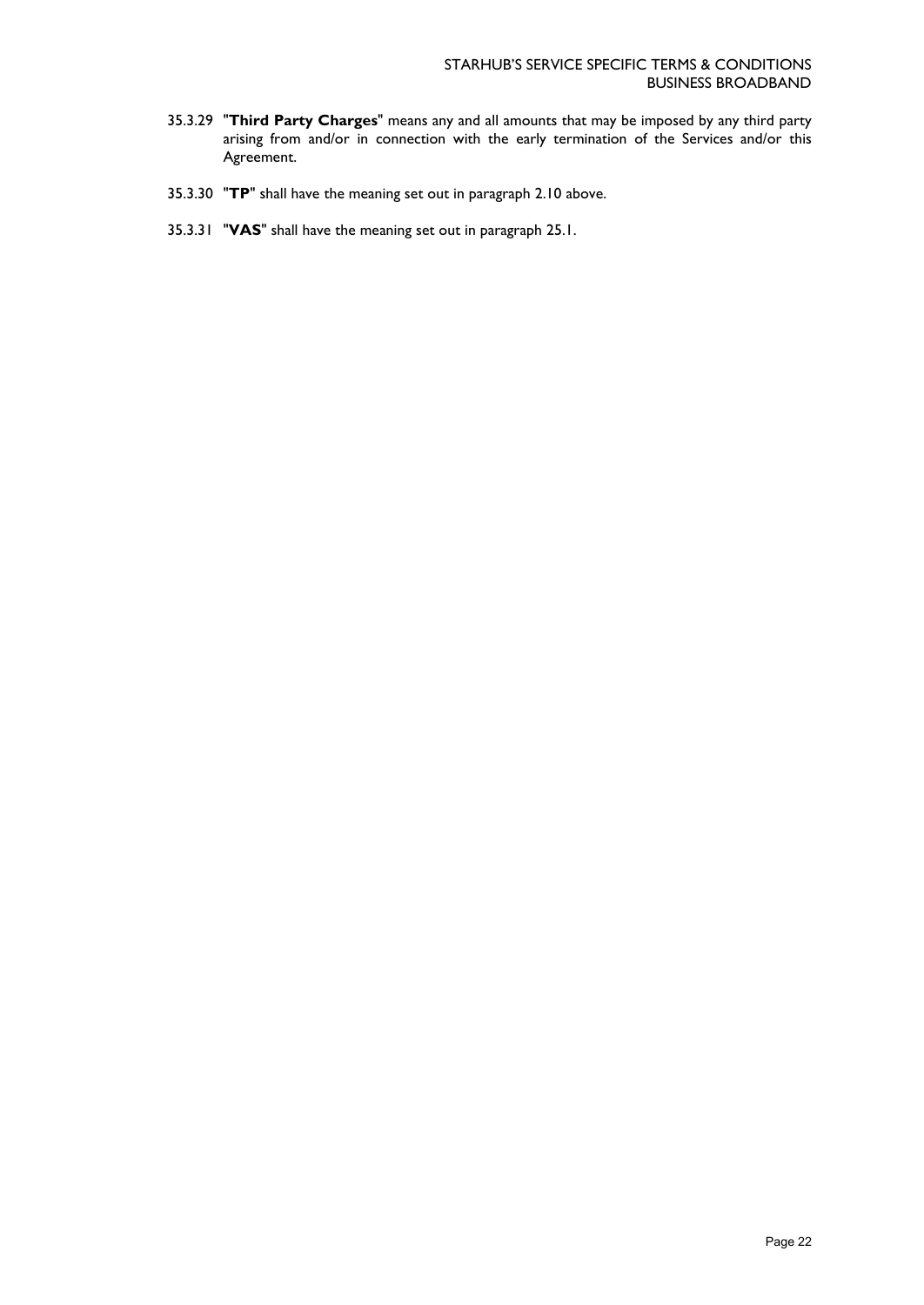35.3.29 "**Third Party Charges**" means any and all amounts that may be imposed by any third party arising from and/or in connection with the early termination of the Services and/or this Agreement.

35.3.30 "**TP**" shall have the meaning set out in paragraph 2.10 above.

35.3.31 "**VAS**" shall have the meaning set out in paragraph 25.1.